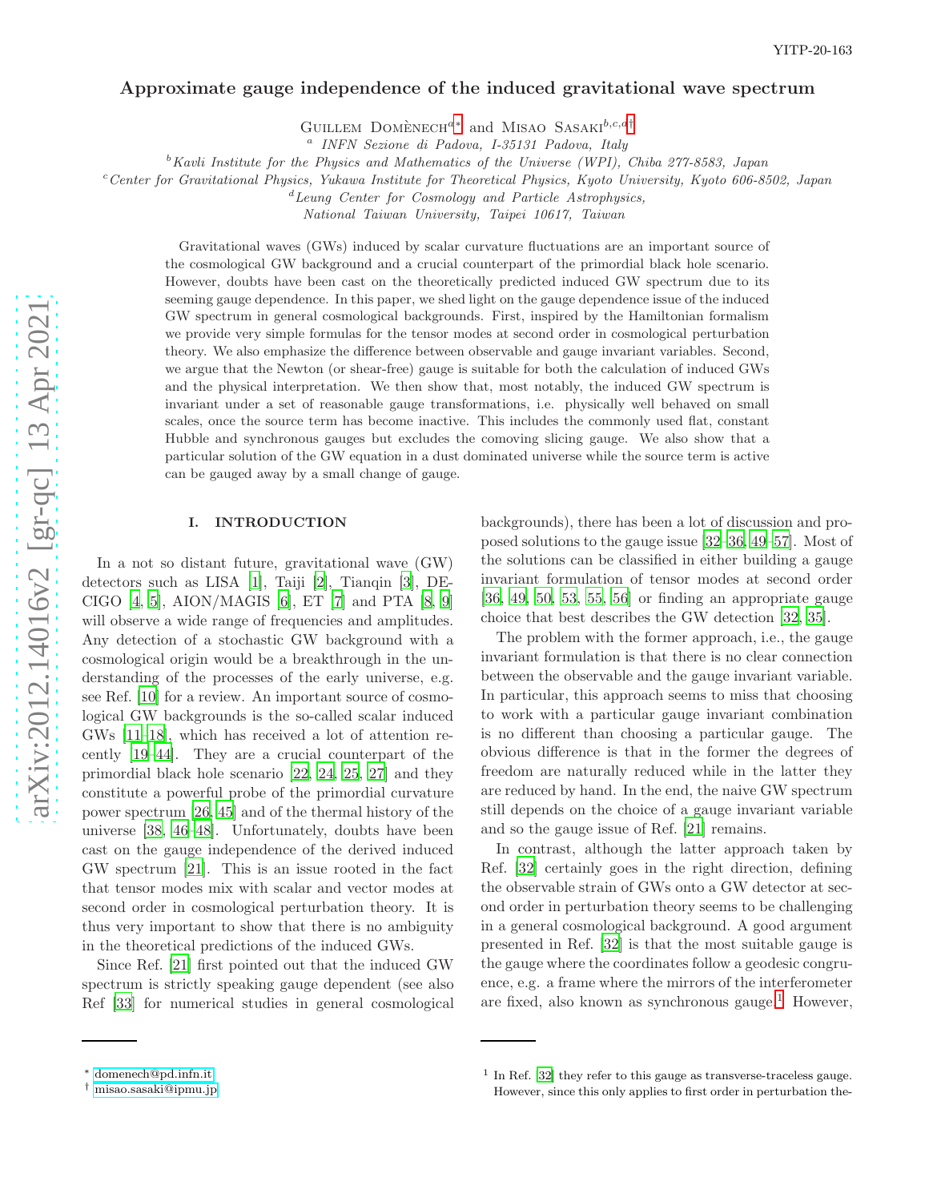YITP-20-163

# Approximate gauge independence of the induced gravitational wave spectrum

Guillem Domènech[a*] and Misao Sasaki[b,c,d†]

[a] INFN Sezione di Padova, I-35131 Padova, Italy

[b] Kavli Institute for the Physics and Mathematics of the Universe (WPI), Chiba 277-8583, Japan

[c] Center for Gravitational Physics, Yukawa Institute for Theoretical Physics, Kyoto University, Kyoto 606-8502, Japan

[d] Leung Center for Cosmology and Particle Astrophysics, National Taiwan University, Taipei 10617, Taiwan

Gravitational waves (GWs) induced by scalar curvature fluctuations are an important source of the cosmological GW background and a crucial counterpart of the primordial black hole scenario. However, doubts have been cast on the theoretically predicted induced GW spectrum due to its seeming gauge dependence. In this paper, we shed light on the gauge dependence issue of the induced GW spectrum in general cosmological backgrounds. First, inspired by the Hamiltonian formalism we provide very simple formulas for the tensor modes at second order in cosmological perturbation theory. We also emphasize the difference between observable and gauge invariant variables. Second, we argue that the Newton (or shear-free) gauge is suitable for both the calculation of induced GWs and the physical interpretation. We then show that, most notably, the induced GW spectrum is invariant under a set of reasonable gauge transformations, i.e. physically well behaved on small scales, once the source term has become inactive. This includes the commonly used flat, constant Hubble and synchronous gauges but excludes the comoving slicing gauge. We also show that a particular solution of the GW equation in a dust dominated universe while the source term is active can be gauged away by a small change of gauge.

## I. INTRODUCTION

In a not so distant future, gravitational wave (GW) detectors such as LISA [1], Taiji [2], Tianqin [3], DECIGO [4, 5], AION/MAGIS [6], ET [7] and PTA [8, 9] will observe a wide range of frequencies and amplitudes. Any detection of a stochastic GW background with a cosmological origin would be a breakthrough in the understanding of the processes of the early universe, e.g. see Ref. [10] for a review. An important source of cosmological GW backgrounds is the so-called scalar induced GWs [11–18], which has received a lot of attention recently [19–44]. They are a crucial counterpart of the primordial black hole scenario [22, 24, 25, 27] and they constitute a powerful probe of the primordial curvature power spectrum [26, 45] and of the thermal history of the universe [38, 46–48]. Unfortunately, doubts have been cast on the gauge independence of the derived induced GW spectrum [21]. This is an issue rooted in the fact that tensor modes mix with scalar and vector modes at second order in cosmological perturbation theory. It is thus very important to show that there is no ambiguity in the theoretical predictions of the induced GWs.

Since Ref. [21] first pointed out that the induced GW spectrum is strictly speaking gauge dependent (see also Ref [33] for numerical studies in general cosmological backgrounds), there has been a lot of discussion and proposed solutions to the gauge issue [32–36, 49–57]. Most of the solutions can be classified in either building a gauge invariant formulation of tensor modes at second order [36, 49, 50, 53, 55, 56] or finding an appropriate gauge choice that best describes the GW detection [32, 35].

The problem with the former approach, i.e., the gauge invariant formulation is that there is no clear connection between the observable and the gauge invariant variable. In particular, this approach seems to miss that choosing to work with a particular gauge invariant combination is no different than choosing a particular gauge. The obvious difference is that in the former the degrees of freedom are naturally reduced while in the latter they are reduced by hand. In the end, the naive GW spectrum still depends on the choice of a gauge invariant variable and so the gauge issue of Ref. [21] remains.

In contrast, although the latter approach taken by Ref. [32] certainly goes in the right direction, defining the observable strain of GWs onto a GW detector at second order in perturbation theory seems to be challenging in a general cosmological background. A good argument presented in Ref. [32] is that the most suitable gauge is the gauge where the coordinates follow a geodesic congruence, e.g. a frame where the mirrors of the interferometer are fixed, also known as synchronous gauge.[1] However,

* domenech@pd.infn.it

† misao.sasaki@ipmu.jp

[1] In Ref. [32] they refer to this gauge as transverse-traceless gauge. However, since this only applies to first order in perturbation the-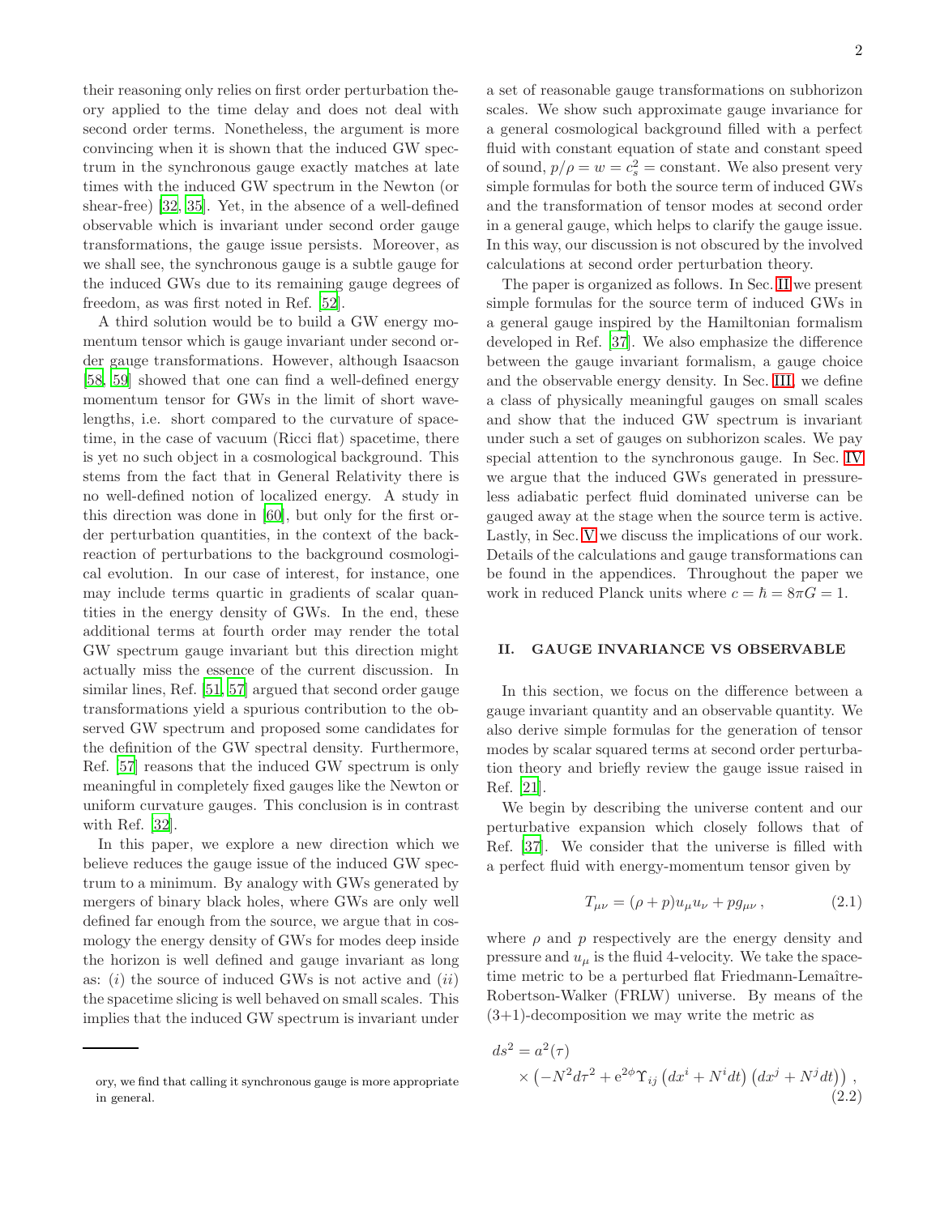their reasoning only relies on first order perturbation theory applied to the time delay and does not deal with second order terms. Nonetheless, the argument is more convincing when it is shown that the induced GW spectrum in the synchronous gauge exactly matches at late times with the induced GW spectrum in the Newton (or shear-free) [32, 35]. Yet, in the absence of a well-defined observable which is invariant under second order gauge transformations, the gauge issue persists. Moreover, as we shall see, the synchronous gauge is a subtle gauge for the induced GWs due to its remaining gauge degrees of freedom, as was first noted in Ref. [52].

A third solution would be to build a GW energy momentum tensor which is gauge invariant under second order gauge transformations. However, although Isaacson [58, 59] showed that one can find a well-defined energy momentum tensor for GWs in the limit of short wavelengths, i.e. short compared to the curvature of spacetime, in the case of vacuum (Ricci flat) spacetime, there is yet no such object in a cosmological background. This stems from the fact that in General Relativity there is no well-defined notion of localized energy. A study in this direction was done in [60], but only for the first order perturbation quantities, in the context of the backreaction of perturbations to the background cosmological evolution. In our case of interest, for instance, one may include terms quartic in gradients of scalar quantities in the energy density of GWs. In the end, these additional terms at fourth order may render the total GW spectrum gauge invariant but this direction might actually miss the essence of the current discussion. In similar lines, Ref. [51, 57] argued that second order gauge transformations yield a spurious contribution to the observed GW spectrum and proposed some candidates for the definition of the GW spectral density. Furthermore, Ref. [57] reasons that the induced GW spectrum is only meaningful in completely fixed gauges like the Newton or uniform curvature gauges. This conclusion is in contrast with Ref. [32].

In this paper, we explore a new direction which we believe reduces the gauge issue of the induced GW spectrum to a minimum. By analogy with GWs generated by mergers of binary black holes, where GWs are only well defined far enough from the source, we argue that in cosmology the energy density of GWs for modes deep inside the horizon is well defined and gauge invariant as long as: $(i)$ the source of induced GWs is not active and $(ii)$ the spacetime slicing is well behaved on small scales. This implies that the induced GW spectrum is invariant under a set of reasonable gauge transformations on subhorizon scales. We show such approximate gauge invariance for a general cosmological background filled with a perfect fluid with constant equation of state and constant speed of sound, $p/\rho = w = c_s^2 = \text{constant}$. We also present very simple formulas for both the source term of induced GWs and the transformation of tensor modes at second order in a general gauge, which helps to clarify the gauge issue. In this way, our discussion is not obscured by the involved calculations at second order perturbation theory.

The paper is organized as follows. In Sec. II we present simple formulas for the source term of induced GWs in a general gauge inspired by the Hamiltonian formalism developed in Ref. [37]. We also emphasize the difference between the gauge invariant formalism, a gauge choice and the observable energy density. In Sec. III, we define a class of physically meaningful gauges on small scales and show that the induced GW spectrum is invariant under such a set of gauges on subhorizon scales. We pay special attention to the synchronous gauge. In Sec. IV we argue that the induced GWs generated in pressureless adiabatic perfect fluid dominated universe can be gauged away at the stage when the source term is active. Lastly, in Sec. V we discuss the implications of our work. Details of the calculations and gauge transformations can be found in the appendices. Throughout the paper we work in reduced Planck units where $c = \hbar = 8\pi G = 1$.

## II. GAUGE INVARIANCE VS OBSERVABLE

In this section, we focus on the difference between a gauge invariant quantity and an observable quantity. We also derive simple formulas for the generation of tensor modes by scalar squared terms at second order perturbation theory and briefly review the gauge issue raised in Ref. [21].

We begin by describing the universe content and our perturbative expansion which closely follows that of Ref. [37]. We consider that the universe is filled with a perfect fluid with energy-momentum tensor given by

$$T_{\mu\nu} = (\rho + p)u_\mu u_\nu + p g_{\mu\nu} \,, \tag{2.1}$$

where $\rho$ and $p$ respectively are the energy density and pressure and $u_\mu$ is the fluid 4-velocity. We take the spacetime metric to be a perturbed flat Friedmann-Lemaître-Robertson-Walker (FRLW) universe. By means of the (3+1)-decomposition we may write the metric as

$$ds^2 = a^2(\tau) \times \left(-N^2 d\tau^2 + \mathrm{e}^{2\phi}\Upsilon_{ij}\left(dx^i + N^i dt\right)\left(dx^j + N^j dt\right)\right) \,, \tag{2.2}$$

ory, we find that calling it synchronous gauge is more appropriate in general.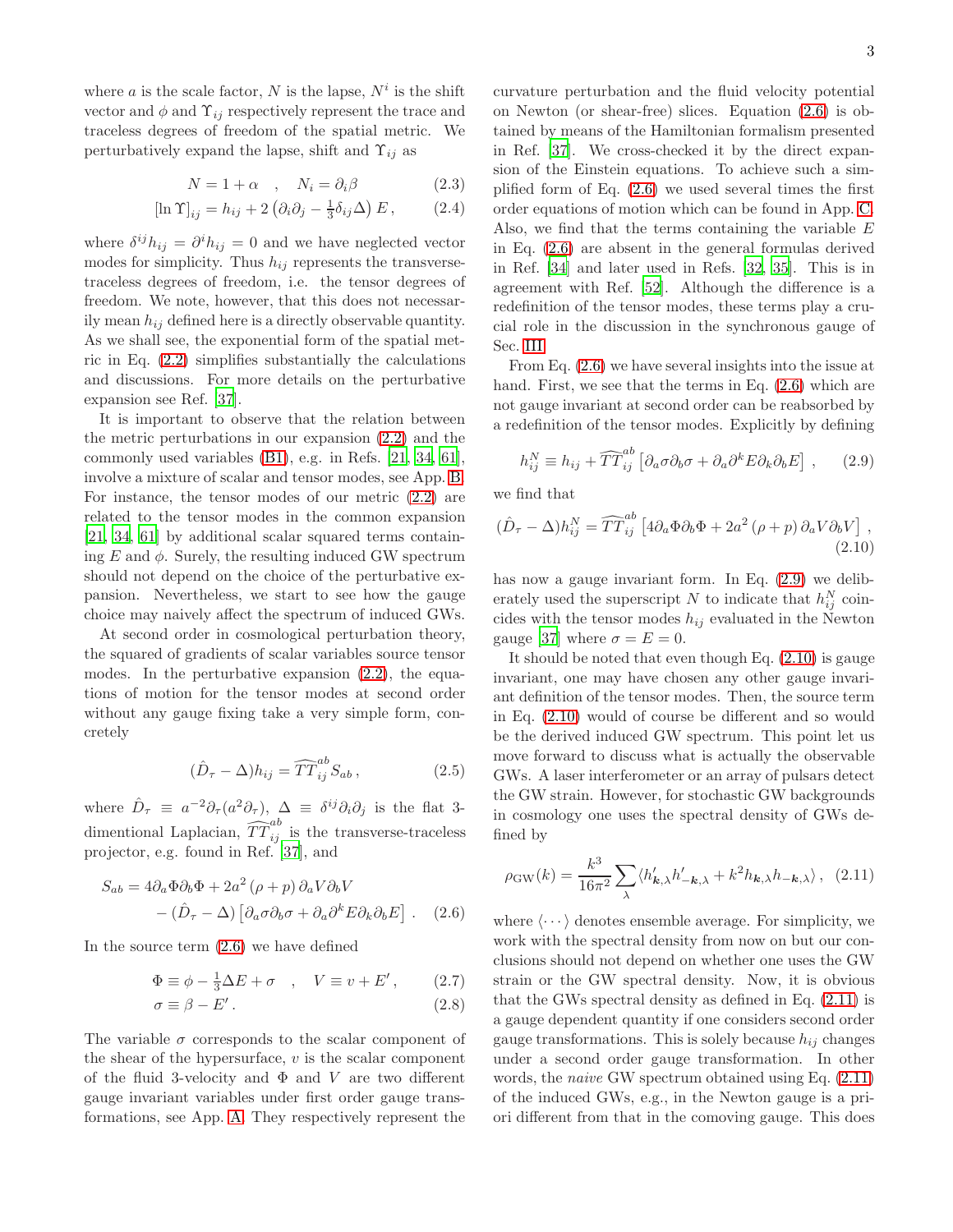where $a$ is the scale factor, $N$ is the lapse, $N^i$ is the shift vector and $\phi$ and $\Upsilon_{ij}$ respectively represent the trace and traceless degrees of freedom of the spatial metric. We perturbatively expand the lapse, shift and $\Upsilon_{ij}$ as

$$N = 1 + \alpha \quad , \quad N_i = \partial_i \beta \tag{2.3}$$

$$[\ln \Upsilon]_{ij} = h_{ij} + 2\left(\partial_i\partial_j - \tfrac{1}{3}\delta_{ij}\Delta\right) E\,, \tag{2.4}$$

where $\delta^{ij}h_{ij} = \partial^i h_{ij} = 0$ and we have neglected vector modes for simplicity. Thus $h_{ij}$ represents the transverse-traceless degrees of freedom, i.e. the tensor degrees of freedom. We note, however, that this does not necessarily mean $h_{ij}$ defined here is a directly observable quantity. As we shall see, the exponential form of the spatial metric in Eq. (2.2) simplifies substantially the calculations and discussions. For more details on the perturbative expansion see Ref. [37].

It is important to observe that the relation between the metric perturbations in our expansion (2.2) and the commonly used variables (B1), e.g. in Refs. [21, 34, 61], involve a mixture of scalar and tensor modes, see App. B. For instance, the tensor modes of our metric (2.2) are related to the tensor modes in the common expansion [21, 34, 61] by additional scalar squared terms containing $E$ and $\phi$. Surely, the resulting induced GW spectrum should not depend on the choice of the perturbative expansion. Nevertheless, we start to see how the gauge choice may naively affect the spectrum of induced GWs.

At second order in cosmological perturbation theory, the squared of gradients of scalar variables source tensor modes. In the perturbative expansion (2.2), the equations of motion for the tensor modes at second order without any gauge fixing take a very simple form, concretely

$$(\hat{D}_\tau - \Delta) h_{ij} = \widehat{TT}_{ij}^{ab} S_{ab}\,, \tag{2.5}$$

where $\hat{D}_\tau \equiv a^{-2}\partial_\tau(a^2\partial_\tau)$, $\Delta \equiv \delta^{ij}\partial_i\partial_j$ is the flat 3-dimentional Laplacian, $\widehat{TT}_{ij}^{ab}$ is the transverse-traceless projector, e.g. found in Ref. [37], and

$$S_{ab} = 4\partial_a\Phi\partial_b\Phi + 2a^2\left(\rho + p\right)\partial_a V \partial_b V - (\hat{D}_\tau - \Delta)\left[\partial_a\sigma\partial_b\sigma + \partial_a\partial^k E\partial_k\partial_b E\right]. \tag{2.6}$$

In the source term (2.6) we have defined

$$\Phi \equiv \phi - \tfrac{1}{3}\Delta E + \sigma \quad , \quad V \equiv v + E'\,, \tag{2.7}$$

$$\sigma \equiv \beta - E'\,. \tag{2.8}$$

The variable $\sigma$ corresponds to the scalar component of the shear of the hypersurface, $v$ is the scalar component of the fluid 3-velocity and $\Phi$ and $V$ are two different gauge invariant variables under first order gauge transformations, see App. A. They respectively represent the curvature perturbation and the fluid velocity potential on Newton (or shear-free) slices. Equation (2.6) is obtained by means of the Hamiltonian formalism presented in Ref. [37]. We cross-checked it by the direct expansion of the Einstein equations. To achieve such a simplified form of Eq. (2.6) we used several times the first order equations of motion which can be found in App. C. Also, we find that the terms containing the variable $E$ in Eq. (2.6) are absent in the general formulas derived in Ref. [34] and later used in Refs. [32, 35]. This is in agreement with Ref. [52]. Although the difference is a redefinition of the tensor modes, these terms play a crucial role in the discussion in the synchronous gauge of Sec. III.

From Eq. (2.6) we have several insights into the issue at hand. First, we see that the terms in Eq. (2.6) which are not gauge invariant at second order can be reabsorbed by a redefinition of the tensor modes. Explicitly by defining

$$h^N_{ij} \equiv h_{ij} + \widehat{TT}_{ij}^{ab}\left[\partial_a\sigma\partial_b\sigma + \partial_a\partial^k E\partial_k\partial_b E\right], \tag{2.9}$$

we find that

$$(\hat{D}_\tau - \Delta) h^N_{ij} = \widehat{TT}_{ij}^{ab}\left[4\partial_a\Phi\partial_b\Phi + 2a^2\left(\rho + p\right)\partial_a V\partial_b V\right], \tag{2.10}$$

has now a gauge invariant form. In Eq. (2.9) we deliberately used the superscript $N$ to indicate that $h^N_{ij}$ coincides with the tensor modes $h_{ij}$ evaluated in the Newton gauge [37] where $\sigma = E = 0$.

It should be noted that even though Eq. (2.10) is gauge invariant, one may have chosen any other gauge invariant definition of the tensor modes. Then, the source term in Eq. (2.10) would of course be different and so would be the derived induced GW spectrum. This point let us move forward to discuss what is actually the observable GWs. A laser interferometer or an array of pulsars detect the GW strain. However, for stochastic GW backgrounds in cosmology one uses the spectral density of GWs defined by

$$\rho_{\rm GW}(k) = \frac{k^3}{16\pi^2}\sum_\lambda \langle h'_{\boldsymbol{k},\lambda}h'_{-\boldsymbol{k},\lambda} + k^2 h_{\boldsymbol{k},\lambda}h_{-\boldsymbol{k},\lambda}\rangle\,, \tag{2.11}$$

where $\langle\cdots\rangle$ denotes ensemble average. For simplicity, we work with the spectral density from now on but our conclusions should not depend on whether one uses the GW strain or the GW spectral density. Now, it is obvious that the GWs spectral density as defined in Eq. (2.11) is a gauge dependent quantity if one considers second order gauge transformations. This is solely because $h_{ij}$ changes under a second order gauge transformation. In other words, the *naive* GW spectrum obtained using Eq. (2.11) of the induced GWs, e.g., in the Newton gauge is a priori different from that in the comoving gauge. This does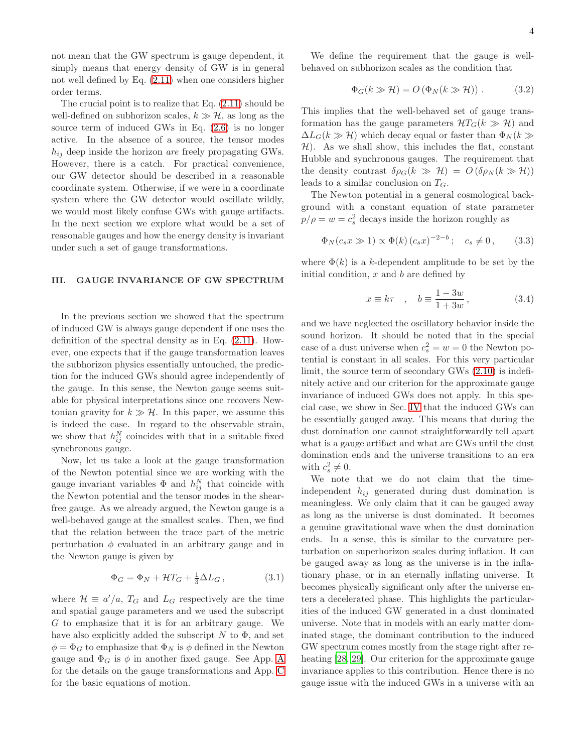not mean that the GW spectrum is gauge dependent, it simply means that energy density of GW is in general not well defined by Eq. (2.11) when one considers higher order terms.

The crucial point is to realize that Eq. (2.11) should be well-defined on subhorizon scales, $k \gg \mathcal{H}$, as long as the source term of induced GWs in Eq. (2.6) is no longer active. In the absence of a source, the tensor modes $h_{ij}$ deep inside the horizon *are* freely propagating GWs. However, there is a catch. For practical convenience, our GW detector should be described in a reasonable coordinate system. Otherwise, if we were in a coordinate system where the GW detector would oscillate wildly, we would most likely confuse GWs with gauge artifacts. In the next section we explore what would be a set of reasonable gauges and how the energy density is invariant under such a set of gauge transformations.

## III. GAUGE INVARIANCE OF GW SPECTRUM

In the previous section we showed that the spectrum of induced GW is always gauge dependent if one uses the definition of the spectral density as in Eq. (2.11). However, one expects that if the gauge transformation leaves the subhorizon physics essentially untouched, the prediction for the induced GWs should agree independently of the gauge. In this sense, the Newton gauge seems suitable for physical interpretations since one recovers Newtonian gravity for $k \gg \mathcal{H}$. In this paper, we assume this is indeed the case. In regard to the observable strain, we show that $h^N_{ij}$ coincides with that in a suitable fixed synchronous gauge.

Now, let us take a look at the gauge transformation of the Newton potential since we are working with the gauge invariant variables $\Phi$ and $h^N_{ij}$ that coincide with the Newton potential and the tensor modes in the shear-free gauge. As we already argued, the Newton gauge is a well-behaved gauge at the smallest scales. Then, we find that the relation between the trace part of the metric perturbation $\phi$ evaluated in an arbitrary gauge and in the Newton gauge is given by

$$\Phi_G = \Phi_N + \mathcal{H}T_G + \tfrac{1}{3}\Delta L_G\,, \tag{3.1}$$

where $\mathcal{H} \equiv a'/a$, $T_G$ and $L_G$ respectively are the time and spatial gauge parameters and we used the subscript $G$ to emphasize that it is for an arbitrary gauge. We have also explicitly added the subscript $N$ to $\Phi$, and set $\phi = \Phi_G$ to emphasize that $\Phi_N$ is $\phi$ defined in the Newton gauge and $\Phi_G$ is $\phi$ in another fixed gauge. See App. A for the details on the gauge transformations and App. C for the basic equations of motion.

We define the requirement that the gauge is well-behaved on subhorizon scales as the condition that

$$\Phi_G(k \gg \mathcal{H}) = O\left(\Phi_N(k \gg \mathcal{H})\right)\,. \tag{3.2}$$

This implies that the well-behaved set of gauge transformation has the gauge parameters $\mathcal{H}T_G(k \gg \mathcal{H})$ and $\Delta L_G(k \gg \mathcal{H})$ which decay equal or faster than $\Phi_N(k \gg \mathcal{H})$. As we shall show, this includes the flat, constant Hubble and synchronous gauges. The requirement that the density contrast $\delta\rho_G(k \gg \mathcal{H}) = O\left(\delta\rho_N(k \gg \mathcal{H})\right)$ leads to a similar conclusion on $T_G$.

The Newton potential in a general cosmological background with a constant equation of state parameter $p/\rho = w = c_s^2$ decays inside the horizon roughly as

$$\Phi_N(c_s x \gg 1) \propto \Phi(k)\,(c_s x)^{-2-b}\,; \quad c_s \neq 0\,, \tag{3.3}$$

where $\Phi(k)$ is a $k$-dependent amplitude to be set by the initial condition, $x$ and $b$ are defined by

$$x \equiv k\tau \quad , \quad b \equiv \frac{1-3w}{1+3w}\,, \tag{3.4}$$

and we have neglected the oscillatory behavior inside the sound horizon. It should be noted that in the special case of a dust universe when $c_s^2 = w = 0$ the Newton potential is constant in all scales. For this very particular limit, the source term of secondary GWs (2.10) is indefinitely active and our criterion for the approximate gauge invariance of induced GWs does not apply. In this special case, we show in Sec. IV that the induced GWs can be essentially gauged away. This means that during the dust domination one cannot straightforwardly tell apart what is a gauge artifact and what are GWs until the dust domination ends and the universe transitions to an era with $c_s^2 \neq 0$.

We note that we do not claim that the time-independent $h_{ij}$ generated during dust domination is meaningless. We only claim that it can be gauged away as long as the universe is dust dominated. It becomes a genuine gravitational wave when the dust domination ends. In a sense, this is similar to the curvature perturbation on superhorizon scales during inflation. It can be gauged away as long as the universe is in the inflationary phase, or in an eternally inflating universe. It becomes physically significant only after the universe enters a decelerated phase. This highlights the particularities of the induced GW generated in a dust dominated universe. Note that in models with an early matter dominated stage, the dominant contribution to the induced GW spectrum comes mostly from the stage right after reheating [28, 29]. Our criterion for the approximate gauge invariance applies to this contribution. Hence there is no gauge issue with the induced GWs in a universe with an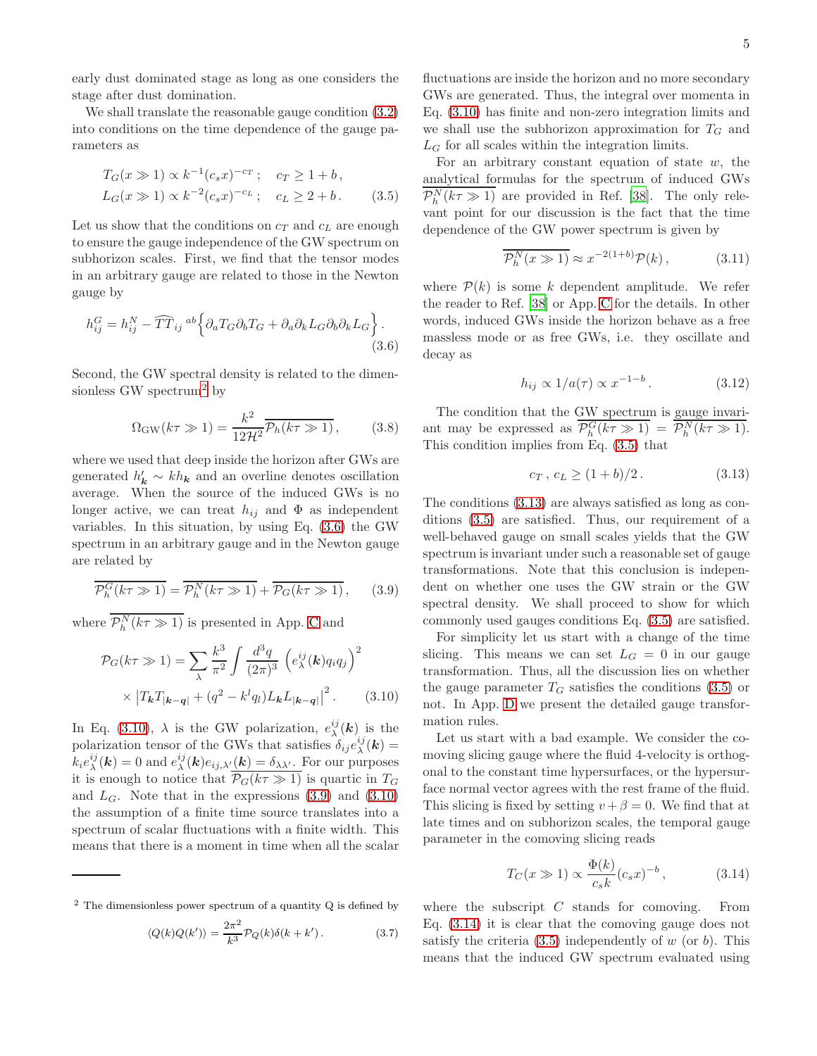early dust dominated stage as long as one considers the stage after dust domination.

We shall translate the reasonable gauge condition (3.2) into conditions on the time dependence of the gauge parameters as

$$
\begin{aligned}
&T_G(x \gg 1) \propto k^{-1}(c_s x)^{-c_T}\,; \quad c_T \geq 1+b\,,\\
&L_G(x \gg 1) \propto k^{-2}(c_s x)^{-c_L}\,; \quad c_L \geq 2+b\,.
\end{aligned} \tag{3.5}
$$

Let us show that the conditions on $c_T$ and $c_L$ are enough to ensure the gauge independence of the GW spectrum on subhorizon scales. First, we find that the tensor modes in an arbitrary gauge are related to those in the Newton gauge by

$$
h_{ij}^G = h_{ij}^N - \widehat{TT}_{ij}{}^{ab}\Big\{\partial_a T_G \partial_b T_G + \partial_a\partial_k L_G \partial_b \partial_k L_G\Big\}\,. \tag{3.6}
$$

Second, the GW spectral density is related to the dimensionless GW spectrum[2] by

$$
\Omega_{\rm GW}(k\tau \gg 1) = \frac{k^2}{12\mathcal{H}^2}\overline{\mathcal{P}_h(k\tau \gg 1)}\,, \tag{3.8}
$$

where we used that deep inside the horizon after GWs are generated $h'_{\boldsymbol{k}} \sim k h_{\boldsymbol{k}}$ and an overline denotes oscillation average. When the source of the induced GWs is no longer active, we can treat $h_{ij}$ and $\Phi$ as independent variables. In this situation, by using Eq. (3.6) the GW spectrum in an arbitrary gauge and in the Newton gauge are related by

$$
\overline{\mathcal{P}^G_h(k\tau \gg 1)} = \overline{\mathcal{P}^N_h(k\tau \gg 1)} + \overline{\mathcal{P}_G(k\tau \gg 1)}\,, \tag{3.9}
$$

where $\overline{\mathcal{P}^N_h(k\tau \gg 1)}$ is presented in App. C and

$$
\begin{aligned}
\mathcal{P}_G(k\tau \gg 1) = &\sum_\lambda \frac{k^3}{\pi^2}\int \frac{d^3q}{(2\pi)^3}\left(e_\lambda^{ij}(\boldsymbol{k})q_i q_j\right)^2\\
&\times \left|T_{\boldsymbol{k}}T_{|\boldsymbol{k}-\boldsymbol{q}|} + (q^2 - k^l q_l)L_{\boldsymbol{k}}L_{|\boldsymbol{k}-\boldsymbol{q}|}\right|^2\,.
\end{aligned} \tag{3.10}
$$

In Eq. (3.10), $\lambda$ is the GW polarization, $e_\lambda^{ij}(\boldsymbol{k})$ is the polarization tensor of the GWs that satisfies $\delta_{ij}e_\lambda^{ij}(\boldsymbol{k}) = k_i e_\lambda^{ij}(\boldsymbol{k}) = 0$ and $e_\lambda^{ij}(\boldsymbol{k})e_{ij,\lambda'}(\boldsymbol{k}) = \delta_{\lambda\lambda'}$. For our purposes it is enough to notice that $\overline{\mathcal{P}_G(k\tau \gg 1)}$ is quartic in $T_G$ and $L_G$. Note that in the expressions (3.9) and (3.10) the assumption of a finite time source translates into a spectrum of scalar fluctuations with a finite width. This means that there is a moment in time when all the scalar fluctuations are inside the horizon and no more secondary GWs are generated. Thus, the integral over momenta in Eq. (3.10) has finite and non-zero integration limits and we shall use the subhorizon approximation for $T_G$ and $L_G$ for all scales within the integration limits.

For an arbitrary constant equation of state $w$, the analytical formulas for the spectrum of induced GWs $\overline{\mathcal{P}^N_h(k\tau \gg 1)}$ are provided in Ref. [38]. The only relevant point for our discussion is the fact that the time dependence of the GW power spectrum is given by

$$
\overline{\mathcal{P}^N_h(x \gg 1)} \approx x^{-2(1+b)}\mathcal{P}(k)\,, \tag{3.11}
$$

where $\mathcal{P}(k)$ is some $k$ dependent amplitude. We refer the reader to Ref. [38] or App. C for the details. In other words, induced GWs inside the horizon behave as a free massless mode or as free GWs, i.e. they oscillate and decay as

$$
h_{ij} \propto 1/a(\tau) \propto x^{-1-b}\,. \tag{3.12}
$$

The condition that the GW spectrum is gauge invariant may be expressed as $\overline{\mathcal{P}^G_h(k\tau \gg 1)} = \overline{\mathcal{P}^N_h(k\tau \gg 1)}$. This condition implies from Eq. (3.5) that

$$
c_T\,,\, c_L \geq (1+b)/2\,. \tag{3.13}
$$

The conditions (3.13) are always satisfied as long as conditions (3.5) are satisfied. Thus, our requirement of a well-behaved gauge on small scales yields that the GW spectrum is invariant under such a reasonable set of gauge transformations. Note that this conclusion is independent on whether one uses the GW strain or the GW spectral density. We shall proceed to show for which commonly used gauges conditions Eq. (3.5) are satisfied.

For simplicity let us start with a change of the time slicing. This means we can set $L_G = 0$ in our gauge transformation. Thus, all the discussion lies on whether the gauge parameter $T_G$ satisfies the conditions (3.5) or not. In App. D we present the detailed gauge transformation rules.

Let us start with a bad example. We consider the comoving slicing gauge where the fluid 4-velocity is orthogonal to the constant time hypersurfaces, or the hypersurface normal vector agrees with the rest frame of the fluid. This slicing is fixed by setting $v + \beta = 0$. We find that at late times and on subhorizon scales, the temporal gauge parameter in the comoving slicing reads

$$
T_C(x \gg 1) \propto \frac{\Phi(k)}{c_s k}(c_s x)^{-b}\,, \tag{3.14}
$$

where the subscript $C$ stands for comoving. From Eq. (3.14) it is clear that the comoving gauge does not satisfy the criteria (3.5) independently of $w$ (or $b$). This means that the induced GW spectrum evaluated using

---

[2] The dimensionless power spectrum of a quantity Q is defined by

$$
\langle Q(k)Q(k')\rangle = \frac{2\pi^2}{k^3}\mathcal{P}_Q(k)\delta(k+k')\,. \tag{3.7}
$$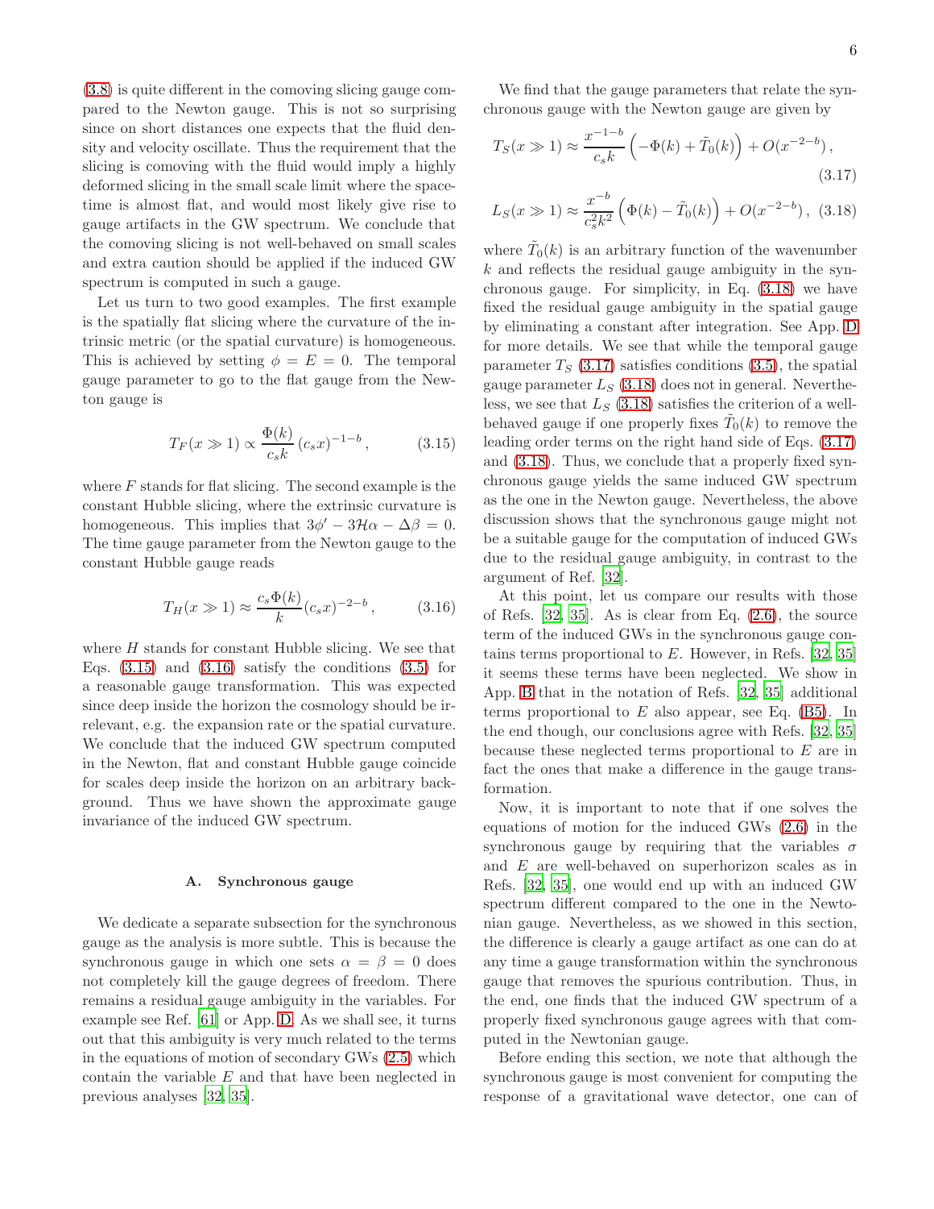(3.8) is quite different in the comoving slicing gauge compared to the Newton gauge. This is not so surprising since on short distances one expects that the fluid density and velocity oscillate. Thus the requirement that the slicing is comoving with the fluid would imply a highly deformed slicing in the small scale limit where the spacetime is almost flat, and would most likely give rise to gauge artifacts in the GW spectrum. We conclude that the comoving slicing is not well-behaved on small scales and extra caution should be applied if the induced GW spectrum is computed in such a gauge.

Let us turn to two good examples. The first example is the spatially flat slicing where the curvature of the intrinsic metric (or the spatial curvature) is homogeneous. This is achieved by setting $\phi = E = 0$. The temporal gauge parameter to go to the flat gauge from the Newton gauge is

$$T_F(x \gg 1) \propto \frac{\Phi(k)}{c_s k} (c_s x)^{-1-b}\,, \tag{3.15}$$

where $F$ stands for flat slicing. The second example is the constant Hubble slicing, where the extrinsic curvature is homogeneous. This implies that $3\phi' - 3\mathcal{H}\alpha - \Delta\beta = 0$. The time gauge parameter from the Newton gauge to the constant Hubble gauge reads

$$T_H(x \gg 1) \approx \frac{c_s \Phi(k)}{k} (c_s x)^{-2-b}\,, \tag{3.16}$$

where $H$ stands for constant Hubble slicing. We see that Eqs. (3.15) and (3.16) satisfy the conditions (3.5) for a reasonable gauge transformation. This was expected since deep inside the horizon the cosmology should be irrelevant, e.g. the expansion rate or the spatial curvature. We conclude that the induced GW spectrum computed in the Newton, flat and constant Hubble gauge coincide for scales deep inside the horizon on an arbitrary background. Thus we have shown the approximate gauge invariance of the induced GW spectrum.

### A. Synchronous gauge

We dedicate a separate subsection for the synchronous gauge as the analysis is more subtle. This is because the synchronous gauge in which one sets $\alpha = \beta = 0$ does not completely kill the gauge degrees of freedom. There remains a residual gauge ambiguity in the variables. For example see Ref. [61] or App. D. As we shall see, it turns out that this ambiguity is very much related to the terms in the equations of motion of secondary GWs (2.5) which contain the variable $E$ and that have been neglected in previous analyses [32, 35].

We find that the gauge parameters that relate the synchronous gauge with the Newton gauge are given by

$$T_S(x \gg 1) \approx \frac{x^{-1-b}}{c_s k}\left(-\Phi(k) + \tilde{T}_0(k)\right) + O(x^{-2-b})\,, \tag{3.17}$$

$$L_S(x \gg 1) \approx \frac{x^{-b}}{c_s^2 k^2}\left(\Phi(k) - \tilde{T}_0(k)\right) + O(x^{-2-b})\,, \tag{3.18}$$

where $\tilde{T}_0(k)$ is an arbitrary function of the wavenumber $k$ and reflects the residual gauge ambiguity in the synchronous gauge. For simplicity, in Eq. (3.18) we have fixed the residual gauge ambiguity in the spatial gauge by eliminating a constant after integration. See App. D for more details. We see that while the temporal gauge parameter $T_S$ (3.17) satisfies conditions (3.5), the spatial gauge parameter $L_S$ (3.18) does not in general. Nevertheless, we see that $L_S$ (3.18) satisfies the criterion of a well-behaved gauge if one properly fixes $\tilde{T}_0(k)$ to remove the leading order terms on the right hand side of Eqs. (3.17) and (3.18). Thus, we conclude that a properly fixed synchronous gauge yields the same induced GW spectrum as the one in the Newton gauge. Nevertheless, the above discussion shows that the synchronous gauge might not be a suitable gauge for the computation of induced GWs due to the residual gauge ambiguity, in contrast to the argument of Ref. [32].

At this point, let us compare our results with those of Refs. [32, 35]. As is clear from Eq. (2.6), the source term of the induced GWs in the synchronous gauge contains terms proportional to $E$. However, in Refs. [32, 35] it seems these terms have been neglected. We show in App. B that in the notation of Refs. [32, 35] additional terms proportional to $E$ also appear, see Eq. (B5). In the end though, our conclusions agree with Refs. [32, 35] because these neglected terms proportional to $E$ are in fact the ones that make a difference in the gauge transformation.

Now, it is important to note that if one solves the equations of motion for the induced GWs (2.6) in the synchronous gauge by requiring that the variables $\sigma$ and $E$ are well-behaved on superhorizon scales as in Refs. [32, 35], one would end up with an induced GW spectrum different compared to the one in the Newtonian gauge. Nevertheless, as we showed in this section, the difference is clearly a gauge artifact as one can do at any time a gauge transformation within the synchronous gauge that removes the spurious contribution. Thus, in the end, one finds that the induced GW spectrum of a properly fixed synchronous gauge agrees with that computed in the Newtonian gauge.

Before ending this section, we note that although the synchronous gauge is most convenient for computing the response of a gravitational wave detector, one can of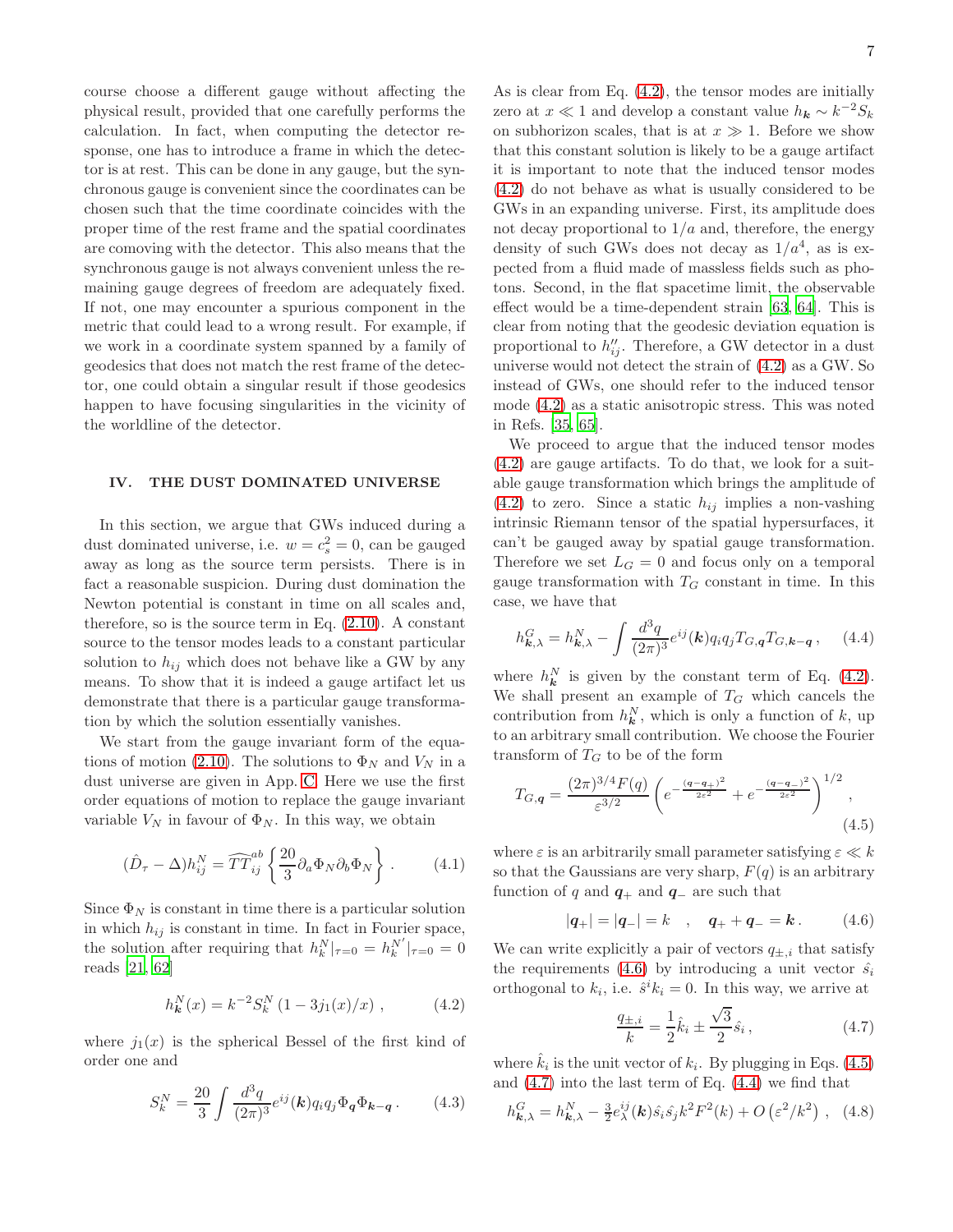course choose a different gauge without affecting the physical result, provided that one carefully performs the calculation. In fact, when computing the detector response, one has to introduce a frame in which the detector is at rest. This can be done in any gauge, but the synchronous gauge is convenient since the coordinates can be chosen such that the time coordinate coincides with the proper time of the rest frame and the spatial coordinates are comoving with the detector. This also means that the synchronous gauge is not always convenient unless the remaining gauge degrees of freedom are adequately fixed. If not, one may encounter a spurious component in the metric that could lead to a wrong result. For example, if we work in a coordinate system spanned by a family of geodesics that does not match the rest frame of the detector, one could obtain a singular result if those geodesics happen to have focusing singularities in the vicinity of the worldline of the detector.

## IV. THE DUST DOMINATED UNIVERSE

In this section, we argue that GWs induced during a dust dominated universe, i.e. $w = c_s^2 = 0$, can be gauged away as long as the source term persists. There is in fact a reasonable suspicion. During dust domination the Newton potential is constant in time on all scales and, therefore, so is the source term in Eq. (2.10). A constant source to the tensor modes leads to a constant particular solution to $h_{ij}$ which does not behave like a GW by any means. To show that it is indeed a gauge artifact let us demonstrate that there is a particular gauge transformation by which the solution essentially vanishes.

We start from the gauge invariant form of the equations of motion (2.10). The solutions to $\Phi_N$ and $V_N$ in a dust universe are given in App. C. Here we use the first order equations of motion to replace the gauge invariant variable $V_N$ in favour of $\Phi_N$. In this way, we obtain

$$(\hat{D}_\tau - \Delta)h_{ij}^N = \widehat{TT}_{ij}^{ab}\left\{\frac{20}{3}\partial_a\Phi_N\partial_b\Phi_N\right\} . \qquad (4.1)$$

Since $\Phi_N$ is constant in time there is a particular solution in which $h_{ij}$ is constant in time. In fact in Fourier space, the solution after requiring that $h_k^N|_{\tau=0} = h_k^{N'}|_{\tau=0} = 0$ reads [21, 62]

$$h_{\boldsymbol{k}}^N(x) = k^{-2}S_k^N\left(1 - 3j_1(x)/x\right) , \qquad (4.2)$$

where $j_1(x)$ is the spherical Bessel of the first kind of order one and

$$S_k^N = \frac{20}{3}\int\frac{d^3q}{(2\pi)^3}e^{ij}(\boldsymbol{k})q_iq_j\Phi_{\boldsymbol{q}}\Phi_{\boldsymbol{k}-\boldsymbol{q}} . \qquad (4.3)$$

As is clear from Eq. (4.2), the tensor modes are initially zero at $x \ll 1$ and develop a constant value $h_{\boldsymbol{k}} \sim k^{-2}S_k$ on subhorizon scales, that is at $x \gg 1$. Before we show that this constant solution is likely to be a gauge artifact it is important to note that the induced tensor modes (4.2) do not behave as what is usually considered to be GWs in an expanding universe. First, its amplitude does not decay proportional to $1/a$ and, therefore, the energy density of such GWs does not decay as $1/a^4$, as is expected from a fluid made of massless fields such as photons. Second, in the flat spacetime limit, the observable effect would be a time-dependent strain [63, 64]. This is clear from noting that the geodesic deviation equation is proportional to $h''_{ij}$. Therefore, a GW detector in a dust universe would not detect the strain of (4.2) as a GW. So instead of GWs, one should refer to the induced tensor mode (4.2) as a static anisotropic stress. This was noted in Refs. [35, 65].

We proceed to argue that the induced tensor modes (4.2) are gauge artifacts. To do that, we look for a suitable gauge transformation which brings the amplitude of (4.2) to zero. Since a static $h_{ij}$ implies a non-vashing intrinsic Riemann tensor of the spatial hypersurfaces, it can't be gauged away by spatial gauge transformation. Therefore we set $L_G = 0$ and focus only on a temporal gauge transformation with $T_G$ constant in time. In this case, we have that

$$h_{\boldsymbol{k},\lambda}^G = h_{\boldsymbol{k},\lambda}^N - \int\frac{d^3q}{(2\pi)^3}e^{ij}(\boldsymbol{k})q_iq_jT_{G,\boldsymbol{q}}T_{G,\boldsymbol{k}-\boldsymbol{q}} , \qquad (4.4)$$

where $h_{\boldsymbol{k}}^N$ is given by the constant term of Eq. (4.2). We shall present an example of $T_G$ which cancels the contribution from $h_{\boldsymbol{k}}^N$, which is only a function of $k$, up to an arbitrary small contribution. We choose the Fourier transform of $T_G$ to be of the form

$$T_{G,\boldsymbol{q}} = \frac{(2\pi)^{3/4}F(q)}{\varepsilon^{3/2}}\left(e^{-\frac{(\boldsymbol{q}-\boldsymbol{q}_+)^2}{2\varepsilon^2}} + e^{-\frac{(\boldsymbol{q}-\boldsymbol{q}_-)^2}{2\varepsilon^2}}\right)^{1/2} , \qquad (4.5)$$

where $\varepsilon$ is an arbitrarily small parameter satisfying $\varepsilon \ll k$ so that the Gaussians are very sharp, $F(q)$ is an arbitrary function of $q$ and $\boldsymbol{q}_+$ and $\boldsymbol{q}_-$ are such that

$$|\boldsymbol{q}_+| = |\boldsymbol{q}_-| = k \quad , \quad \boldsymbol{q}_+ + \boldsymbol{q}_- = \boldsymbol{k} . \qquad (4.6)$$

We can write explicitly a pair of vectors $q_{\pm,i}$ that satisfy the requirements (4.6) by introducing a unit vector $\hat{s}_i$ orthogonal to $k_i$, i.e. $\hat{s}^ik_i = 0$. In this way, we arrive at

$$\frac{q_{\pm,i}}{k} = \frac{1}{2}\hat{k}_i \pm \frac{\sqrt{3}}{2}\hat{s}_i , \qquad (4.7)$$

where $\hat{k}_i$ is the unit vector of $k_i$. By plugging in Eqs. (4.5) and (4.7) into the last term of Eq. (4.4) we find that

$$h_{\boldsymbol{k},\lambda}^G = h_{\boldsymbol{k},\lambda}^N - \tfrac{3}{2}e_\lambda^{ij}(\boldsymbol{k})\hat{s}_i\hat{s}_jk^2F^2(k) + O\left(\varepsilon^2/k^2\right) , \qquad (4.8)$$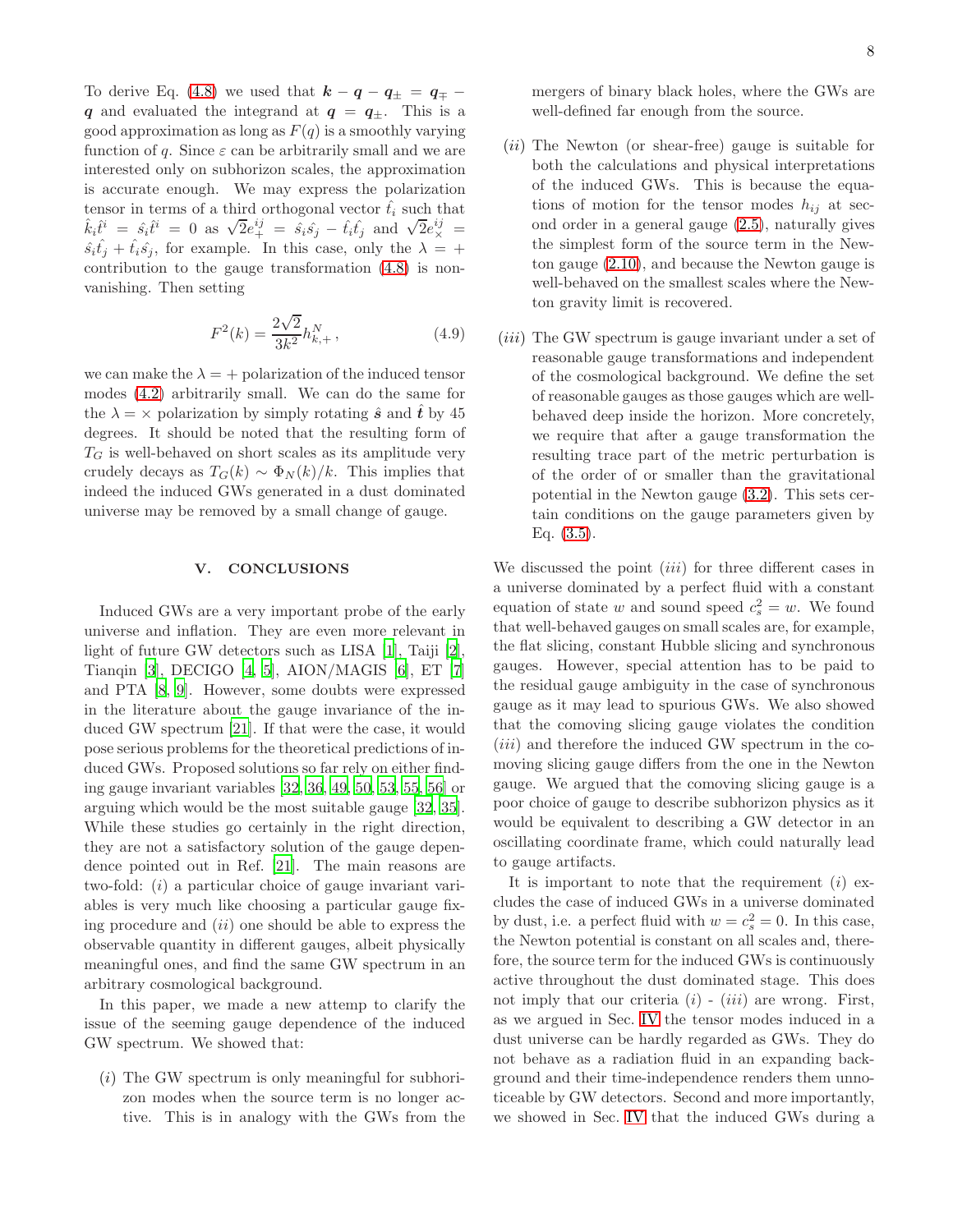To derive Eq. (4.8) we used that $\boldsymbol{k} - \boldsymbol{q} - \boldsymbol{q}_\pm = \boldsymbol{q}_\mp - \boldsymbol{q}$ and evaluated the integrand at $\boldsymbol{q} = \boldsymbol{q}_\pm$. This is a good approximation as long as $F(q)$ is a smoothly varying function of $q$. Since $\varepsilon$ can be arbitrarily small and we are interested only on subhorizon scales, the approximation is accurate enough. We may express the polarization tensor in terms of a third orthogonal vector $\hat{t}_i$ such that $\hat{k}_i\hat{t}^i = \hat{s}_i\hat{t}^i = 0$ as $\sqrt{2}e_+^{ij} = \hat{s}_i\hat{s}_j - \hat{t}_i\hat{t}_j$ and $\sqrt{2}e_\times^{ij} = \hat{s}_i\hat{t}_j + \hat{t}_i\hat{s}_j$, for example. In this case, only the $\lambda = +$ contribution to the gauge transformation (4.8) is non-vanishing. Then setting

$$F^2(k) = \frac{2\sqrt{2}}{3k^2} h^N_{k,+}\,, \tag{4.9}$$

we can make the $\lambda = +$ polarization of the induced tensor modes (4.2) arbitrarily small. We can do the same for the $\lambda = \times$ polarization by simply rotating $\hat{\boldsymbol{s}}$ and $\hat{\boldsymbol{t}}$ by 45 degrees. It should be noted that the resulting form of $T_G$ is well-behaved on short scales as its amplitude very crudely decays as $T_G(k) \sim \Phi_N(k)/k$. This implies that indeed the induced GWs generated in a dust dominated universe may be removed by a small change of gauge.

## V. CONCLUSIONS

Induced GWs are a very important probe of the early universe and inflation. They are even more relevant in light of future GW detectors such as LISA [1], Taiji [2], Tianqin [3], DECIGO [4, 5], AION/MAGIS [6], ET [7] and PTA [8, 9]. However, some doubts were expressed in the literature about the gauge invariance of the induced GW spectrum [21]. If that were the case, it would pose serious problems for the theoretical predictions of induced GWs. Proposed solutions so far rely on either finding gauge invariant variables [32, 36, 49, 50, 53, 55, 56] or arguing which would be the most suitable gauge [32, 35]. While these studies go certainly in the right direction, they are not a satisfactory solution of the gauge dependence pointed out in Ref. [21]. The main reasons are two-fold: $(i)$ a particular choice of gauge invariant variables is very much like choosing a particular gauge fixing procedure and $(ii)$ one should be able to express the observable quantity in different gauges, albeit physically meaningful ones, and find the same GW spectrum in an arbitrary cosmological background.

In this paper, we made a new attemp to clarify the issue of the seeming gauge dependence of the induced GW spectrum. We showed that:

$(i)$ The GW spectrum is only meaningful for subhorizon modes when the source term is no longer active. This is in analogy with the GWs from the mergers of binary black holes, where the GWs are well-defined far enough from the source.

$(ii)$ The Newton (or shear-free) gauge is suitable for both the calculations and physical interpretations of the induced GWs. This is because the equations of motion for the tensor modes $h_{ij}$ at second order in a general gauge (2.5), naturally gives the simplest form of the source term in the Newton gauge (2.10), and because the Newton gauge is well-behaved on the smallest scales where the Newton gravity limit is recovered.

$(iii)$ The GW spectrum is gauge invariant under a set of reasonable gauge transformations and independent of the cosmological background. We define the set of reasonable gauges as those gauges which are well-behaved deep inside the horizon. More concretely, we require that after a gauge transformation the resulting trace part of the metric perturbation is of the order of or smaller than the gravitational potential in the Newton gauge (3.2). This sets certain conditions on the gauge parameters given by Eq. (3.5).

We discussed the point $(iii)$ for three different cases in a universe dominated by a perfect fluid with a constant equation of state $w$ and sound speed $c_s^2 = w$. We found that well-behaved gauges on small scales are, for example, the flat slicing, constant Hubble slicing and synchronous gauges. However, special attention has to be paid to the residual gauge ambiguity in the case of synchronous gauge as it may lead to spurious GWs. We also showed that the comoving slicing gauge violates the condition $(iii)$ and therefore the induced GW spectrum in the comoving slicing gauge differs from the one in the Newton gauge. We argued that the comoving slicing gauge is a poor choice of gauge to describe subhorizon physics as it would be equivalent to describing a GW detector in an oscillating coordinate frame, which could naturally lead to gauge artifacts.

It is important to note that the requirement $(i)$ excludes the case of induced GWs in a universe dominated by dust, i.e. a perfect fluid with $w = c_s^2 = 0$. In this case, the Newton potential is constant on all scales and, therefore, the source term for the induced GWs is continuously active throughout the dust dominated stage. This does not imply that our criteria $(i)$ - $(iii)$ are wrong. First, as we argued in Sec. IV the tensor modes induced in a dust universe can be hardly regarded as GWs. They do not behave as a radiation fluid in an expanding background and their time-independence renders them unnoticeable by GW detectors. Second and more importantly, we showed in Sec. IV that the induced GWs during a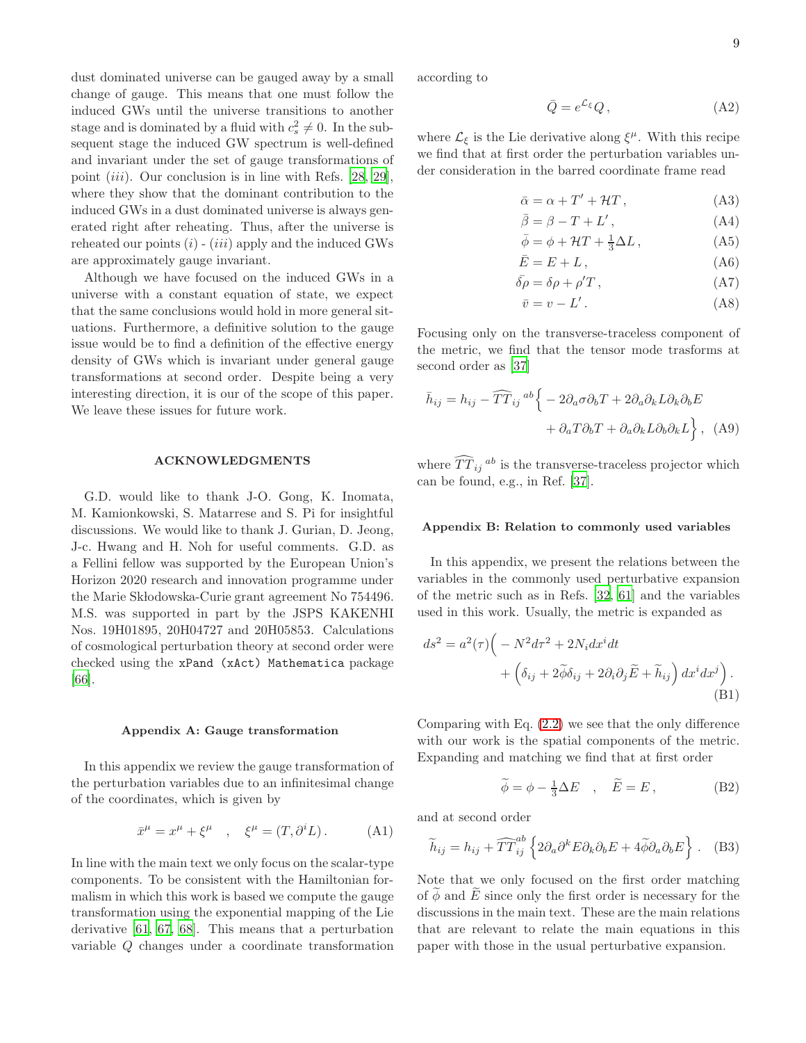dust dominated universe can be gauged away by a small change of gauge. This means that one must follow the induced GWs until the universe transitions to another stage and is dominated by a fluid with $c_s^2 \neq 0$. In the subsequent stage the induced GW spectrum is well-defined and invariant under the set of gauge transformations of point (*iii*). Our conclusion is in line with Refs. [28, 29], where they show that the dominant contribution to the induced GWs in a dust dominated universe is always generated right after reheating. Thus, after the universe is reheated our points (*i*) - (*iii*) apply and the induced GWs are approximately gauge invariant.

Although we have focused on the induced GWs in a universe with a constant equation of state, we expect that the same conclusions would hold in more general situations. Furthermore, a definitive solution to the gauge issue would be to find a definition of the effective energy density of GWs which is invariant under general gauge transformations at second order. Despite being a very interesting direction, it is our of the scope of this paper. We leave these issues for future work.

## ACKNOWLEDGMENTS

G.D. would like to thank J-O. Gong, K. Inomata, M. Kamionkowski, S. Matarrese and S. Pi for insightful discussions. We would like to thank J. Gurian, D. Jeong, J-c. Hwang and H. Noh for useful comments. G.D. as a Fellini fellow was supported by the European Union's Horizon 2020 research and innovation programme under the Marie Skłodowska-Curie grant agreement No 754496. M.S. was supported in part by the JSPS KAKENHI Nos. 19H01895, 20H04727 and 20H05853. Calculations of cosmological perturbation theory at second order were checked using the `xPand (xAct) Mathematica` package [66].

## Appendix A: Gauge transformation

In this appendix we review the gauge transformation of the perturbation variables due to an infinitesimal change of the coordinates, which is given by

$$\bar{x}^\mu = x^\mu + \xi^\mu \quad , \quad \xi^\mu = (T, \partial^i L)\,. \tag{A1}$$

In line with the main text we only focus on the scalar-type components. To be consistent with the Hamiltonian formalism in which this work is based we compute the gauge transformation using the exponential mapping of the Lie derivative [61, 67, 68]. This means that a perturbation variable $Q$ changes under a coordinate transformation according to

$$\bar{Q} = e^{\mathcal{L}_\xi} Q\,, \tag{A2}$$

where $\mathcal{L}_\xi$ is the Lie derivative along $\xi^\mu$. With this recipe we find that at first order the perturbation variables under consideration in the barred coordinate frame read

$$\bar{\alpha} = \alpha + T' + \mathcal{H}T\,, \tag{A3}$$
$$\bar{\beta} = \beta - T + L'\,, \tag{A4}$$
$$\bar{\phi} = \phi + \mathcal{H}T + \tfrac{1}{3}\Delta L\,, \tag{A5}$$
$$\bar{E} = E + L\,, \tag{A6}$$
$$\bar{\delta\rho} = \delta\rho + \rho' T\,, \tag{A7}$$
$$\bar{v} = v - L'\,. \tag{A8}$$

Focusing only on the transverse-traceless component of the metric, we find that the tensor mode trasforms at second order as [37]

$$\bar{h}_{ij} = h_{ij} - \widehat{TT}_{ij}{}^{ab}\Big\{ -2\partial_a\sigma\partial_b T + 2\partial_a\partial_k L\partial_k\partial_b E + \partial_a T\partial_b T + \partial_a\partial_k L\partial_b\partial_k L\Big\}\,, \tag{A9}$$

where $\widehat{TT}_{ij}{}^{ab}$ is the transverse-traceless projector which can be found, e.g., in Ref. [37].

## Appendix B: Relation to commonly used variables

In this appendix, we present the relations between the variables in the commonly used perturbative expansion of the metric such as in Refs. [32, 61] and the variables used in this work. Usually, the metric is expanded as

$$ds^2 = a^2(\tau)\Big( -N^2 d\tau^2 + 2N_i dx^i dt + \Big(\delta_{ij} + 2\widetilde{\phi}\delta_{ij} + 2\partial_i\partial_j\widetilde{E} + \widetilde{h}_{ij}\Big)\, dx^i dx^j\Big)\,. \tag{B1}$$

Comparing with Eq. (2.2) we see that the only difference with our work is the spatial components of the metric. Expanding and matching we find that at first order

$$\widetilde{\phi} = \phi - \tfrac{1}{3}\Delta E \quad , \quad \widetilde{E} = E\,, \tag{B2}$$

and at second order

$$\widetilde{h}_{ij} = h_{ij} + \widehat{TT}_{ij}^{ab}\left\{2\partial_a\partial^k E\partial_k\partial_b E + 4\widetilde{\phi}\partial_a\partial_b E\right\}\,. \tag{B3}$$

Note that we only focused on the first order matching of $\widetilde{\phi}$ and $\widetilde{E}$ since only the first order is necessary for the discussions in the main text. These are the main relations that are relevant to relate the main equations in this paper with those in the usual perturbative expansion.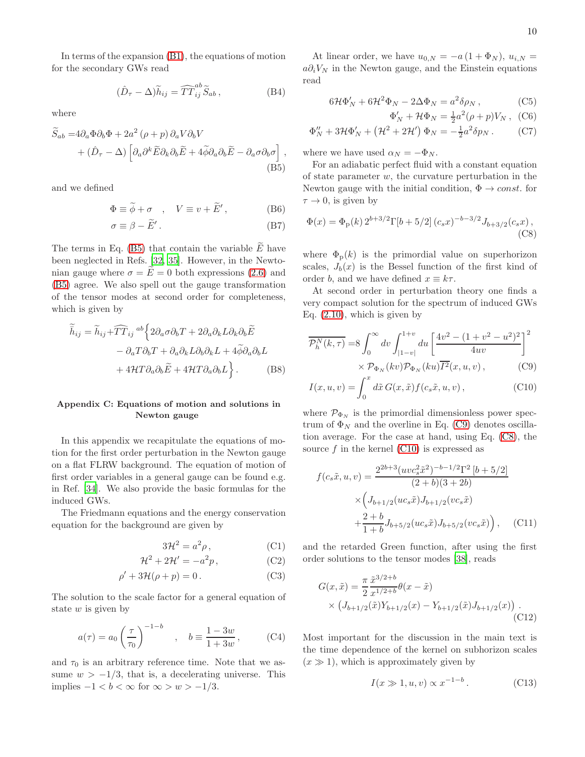In terms of the expansion (B1), the equations of motion for the secondary GWs read

$$(\hat{D}_\tau - \Delta)\widetilde{h}_{ij} = \widehat{TT}_{ij}^{\ ab}\widetilde{S}_{ab}\,, \tag{B4}$$

where

$$\begin{aligned}\widetilde{S}_{ab} =& 4\partial_a\Phi\partial_b\Phi + 2a^2\left(\rho+p\right)\partial_a V\partial_b V \\ &+ (\hat{D}_\tau - \Delta)\left[\partial_a\partial^k\widetilde{E}\partial_k\partial_b\widetilde{E} + 4\widetilde{\phi}\partial_a\partial_b\widetilde{E} - \partial_a\sigma\partial_b\sigma\right]\,,\end{aligned} \tag{B5}$$

and we defined

$$\Phi \equiv \widetilde{\phi} + \sigma \quad , \quad V \equiv v + \widetilde{E}'\,, \tag{B6}$$

$$\sigma \equiv \beta - \widetilde{E}'\,. \tag{B7}$$

The terms in Eq. (B5) that contain the variable $\widetilde{E}$ have been neglected in Refs. [32, 35]. However, in the Newtonian gauge where $\sigma = \widetilde{E} = 0$ both expressions (2.6) and (B5) agree. We also spell out the gauge transformation of the tensor modes at second order for completeness, which is given by

$$\begin{aligned}\widetilde{\widetilde{h}}_{ij} = \widetilde{h}_{ij} + \widehat{TT}_{ij}^{\ \ ab}\Big\{& 2\partial_a\sigma\partial_b T + 2\partial_a\partial_k L\partial_k\partial_b\widetilde{E} \\ &- \partial_a T\partial_b T + \partial_a\partial_k L\partial_b\partial_k L + 4\widetilde{\phi}\partial_a\partial_b L \\ &+ 4\mathcal{H}T\partial_a\partial_b\widetilde{E} + 4\mathcal{H}T\partial_a\partial_b L\Big\}\,.\end{aligned} \tag{B8}$$

## Appendix C: Equations of motion and solutions in Newton gauge

In this appendix we recapitulate the equations of motion for the first order perturbation in the Newton gauge on a flat FLRW background. The equation of motion of first order variables in a general gauge can be found e.g. in Ref. [34]. We also provide the basic formulas for the induced GWs.

The Friedmann equations and the energy conservation equation for the background are given by

$$3\mathcal{H}^2 = a^2\rho\,, \tag{C1}$$

$$\mathcal{H}^2 + 2\mathcal{H}' = -a^2 p\,, \tag{C2}$$

$$\rho' + 3\mathcal{H}(\rho+p) = 0\,. \tag{C3}$$

The solution to the scale factor for a general equation of state $w$ is given by

$$a(\tau) = a_0\left(\frac{\tau}{\tau_0}\right)^{-1-b} \quad , \quad b \equiv \frac{1-3w}{1+3w}\,, \tag{C4}$$

and $\tau_0$ is an arbitrary reference time. Note that we assume $w > -1/3$, that is, a decelerating universe. This implies $-1 < b < \infty$ for $\infty > w > -1/3$.

At linear order, we have $u_{0,N} = -a\left(1+\Phi_N\right)$, $u_{i,N} = a\partial_i V_N$ in the Newton gauge, and the Einstein equations read

$$6\mathcal{H}\Phi_N' + 6\mathcal{H}^2\Phi_N - 2\Delta\Phi_N = a^2\delta\rho_N\,, \tag{C5}$$

$$\Phi_N' + \mathcal{H}\Phi_N = \tfrac{1}{2}a^2(\rho+p)V_N\,, \tag{C6}$$

$$\Phi_N'' + 3\mathcal{H}\Phi_N' + \left(\mathcal{H}^2 + 2\mathcal{H}'\right)\Phi_N = -\tfrac{1}{2}a^2\delta p_N\,. \tag{C7}$$

where we have used $\alpha_N = -\Phi_N$.

For an adiabatic perfect fluid with a constant equation of state parameter $w$, the curvature perturbation in the Newton gauge with the initial condition, $\Phi \to const.$ for $\tau \to 0$, is given by

$$\Phi(x) = \Phi_{\rm p}(k)\,2^{b+3/2}\Gamma[b+5/2]\,(c_s x)^{-b-3/2}J_{b+3/2}(c_s x)\,, \tag{C8}$$

where $\Phi_{\rm p}(k)$ is the primordial value on superhorizon scales, $J_b(x)$ is the Bessel function of the first kind of order $b$, and we have defined $x \equiv k\tau$.

At second order in perturbation theory one finds a very compact solution for the spectrum of induced GWs Eq. (2.10), which is given by

$$\begin{aligned}\overline{\mathcal{P}_h^N(k,\tau)} =& 8\int_0^\infty dv\int_{|1-v|}^{1+v}du\left[\frac{4v^2-(1+v^2-u^2)^2}{4uv}\right]^2 \\ &\times \mathcal{P}_{\Phi_N}(kv)\mathcal{P}_{\Phi_N}(ku)\overline{I^2}(x,u,v)\,,\end{aligned} \tag{C9}$$

$$I(x,u,v) = \int_0^x d\tilde{x}\,G(x,\tilde{x})f(c_s\tilde{x},u,v)\,, \tag{C10}$$

where $\mathcal{P}_{\Phi_N}$ is the primordial dimensionless power spectrum of $\Phi_N$ and the overline in Eq. (C9) denotes oscillation average. For the case at hand, using Eq. (C8), the source $f$ in the kernel (C10) is expressed as

$$\begin{aligned}f(c_s\tilde{x},u,v) =& \frac{2^{2b+3}(uvc_s^2\tilde{x}^2)^{-b-1/2}\Gamma^2\left[b+5/2\right]}{(2+b)(3+2b)} \\ &\times\Big(J_{b+1/2}(uc_s\tilde{x})J_{b+1/2}(vc_s\tilde{x}) \\ &+\frac{2+b}{1+b}J_{b+5/2}(uc_s\tilde{x})J_{b+5/2}(vc_s\tilde{x})\Big)\,,\end{aligned} \tag{C11}$$

and the retarded Green function, after using the first order solutions to the tensor modes [38], reads

$$\begin{aligned}G(x,\tilde{x}) =& \frac{\pi}{2}\frac{\tilde{x}^{3/2+b}}{x^{1/2+b}}\theta(x-\tilde{x}) \\ &\times\left(J_{b+1/2}(\tilde{x})Y_{b+1/2}(x) - Y_{b+1/2}(\tilde{x})J_{b+1/2}(x)\right)\,.\end{aligned} \tag{C12}$$

Most important for the discussion in the main text is the time dependence of the kernel on subhorizon scales ($x \gg 1$), which is approximately given by

$$I(x \gg 1,u,v) \propto x^{-1-b}\,. \tag{C13}$$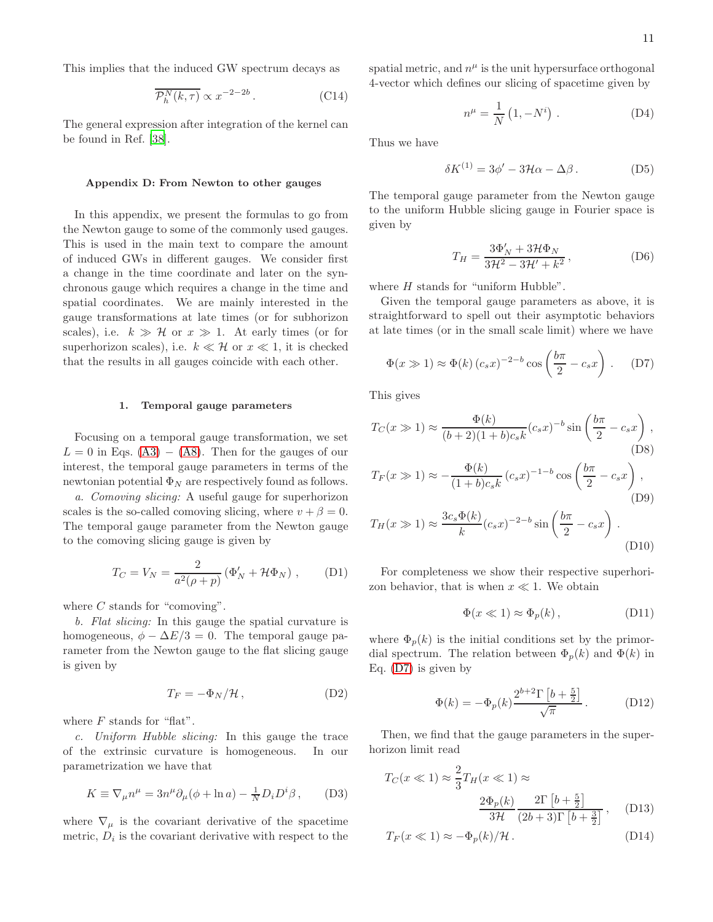This implies that the induced GW spectrum decays as

$$\overline{\mathcal{P}_h^N(k,\tau)} \propto x^{-2-2b} \,. \tag{C14}$$

The general expression after integration of the kernel can be found in Ref. [38].

### Appendix D: From Newton to other gauges

In this appendix, we present the formulas to go from the Newton gauge to some of the commonly used gauges. This is used in the main text to compare the amount of induced GWs in different gauges. We consider first a change in the time coordinate and later on the synchronous gauge which requires a change in the time and spatial coordinates. We are mainly interested in the gauge transformations at late times (or for subhorizon scales), i.e. $k \gg \mathcal{H}$ or $x \gg 1$. At early times (or for superhorizon scales), i.e. $k \ll \mathcal{H}$ or $x \ll 1$, it is checked that the results in all gauges coincide with each other.

#### 1. Temporal gauge parameters

Focusing on a temporal gauge transformation, we set $L = 0$ in Eqs. (A3) − (A8). Then for the gauges of our interest, the temporal gauge parameters in terms of the newtonian potential $\Phi_N$ are respectively found as follows.

*a. Comoving slicing:* A useful gauge for superhorizon scales is the so-called comoving slicing, where $v + \beta = 0$. The temporal gauge parameter from the Newton gauge to the comoving slicing gauge is given by

$$T_C = V_N = \frac{2}{a^2(\rho+p)}\left(\Phi_N' + \mathcal{H}\Phi_N\right) , \tag{D1}$$

where $C$ stands for "comoving".

*b. Flat slicing:* In this gauge the spatial curvature is homogeneous, $\phi - \Delta E/3 = 0$. The temporal gauge parameter from the Newton gauge to the flat slicing gauge is given by

$$T_F = -\Phi_N/\mathcal{H} \,, \tag{D2}$$

where $F$ stands for "flat".

*c. Uniform Hubble slicing:* In this gauge the trace of the extrinsic curvature is homogeneous. In our parametrization we have that

$$K \equiv \nabla_\mu n^\mu = 3 n^\mu \partial_\mu (\phi + \ln a) - \tfrac{1}{N} D_i D^i \beta \,, \tag{D3}$$

where $\nabla_\mu$ is the covariant derivative of the spacetime metric, $D_i$ is the covariant derivative with respect to the spatial metric, and $n^\mu$ is the unit hypersurface orthogonal 4-vector which defines our slicing of spacetime given by

$$n^\mu = \frac{1}{N}\left(1, -N^i\right) . \tag{D4}$$

Thus we have

$$\delta K^{(1)} = 3\phi' - 3\mathcal{H}\alpha - \Delta\beta \,. \tag{D5}$$

The temporal gauge parameter from the Newton gauge to the uniform Hubble slicing gauge in Fourier space is given by

$$T_H = \frac{3\Phi_N' + 3\mathcal{H}\Phi_N}{3\mathcal{H}^2 - 3\mathcal{H}' + k^2} \,, \tag{D6}$$

where $H$ stands for "uniform Hubble".

Given the temporal gauge parameters as above, it is straightforward to spell out their asymptotic behaviors at late times (or in the small scale limit) where we have

$$\Phi(x \gg 1) \approx \Phi(k)\,(c_s x)^{-2-b} \cos\left(\frac{b\pi}{2} - c_s x\right) . \tag{D7}$$

This gives

$$T_C(x \gg 1) \approx \frac{\Phi(k)}{(b+2)(1+b)c_s k}(c_s x)^{-b} \sin\left(\frac{b\pi}{2} - c_s x\right) , \tag{D8}$$

$$T_F(x \gg 1) \approx -\frac{\Phi(k)}{(1+b)c_s k}\,(c_s x)^{-1-b} \cos\left(\frac{b\pi}{2} - c_s x\right) , \tag{D9}$$

$$T_H(x \gg 1) \approx \frac{3 c_s \Phi(k)}{k}(c_s x)^{-2-b} \sin\left(\frac{b\pi}{2} - c_s x\right) . \tag{D10}$$

For completeness we show their respective superhorizon behavior, that is when $x \ll 1$. We obtain

$$\Phi(x \ll 1) \approx \Phi_p(k) \,, \tag{D11}$$

where $\Phi_p(k)$ is the initial conditions set by the primordial spectrum. The relation between $\Phi_p(k)$ and $\Phi(k)$ in Eq. (D7) is given by

$$\Phi(k) = -\Phi_p(k)\frac{2^{b+2}\Gamma\left[b+\frac{5}{2}\right]}{\sqrt{\pi}} \,. \tag{D12}$$

Then, we find that the gauge parameters in the superhorizon limit read

$$T_C(x \ll 1) \approx \frac{2}{3}T_H(x \ll 1) \approx \frac{2\Phi_p(k)}{3\mathcal{H}} \frac{2\Gamma\left[b+\frac{5}{2}\right]}{(2b+3)\Gamma\left[b+\frac{3}{2}\right]} , \tag{D13}$$

$$T_F(x \ll 1) \approx -\Phi_p(k)/\mathcal{H} \,. \tag{D14}$$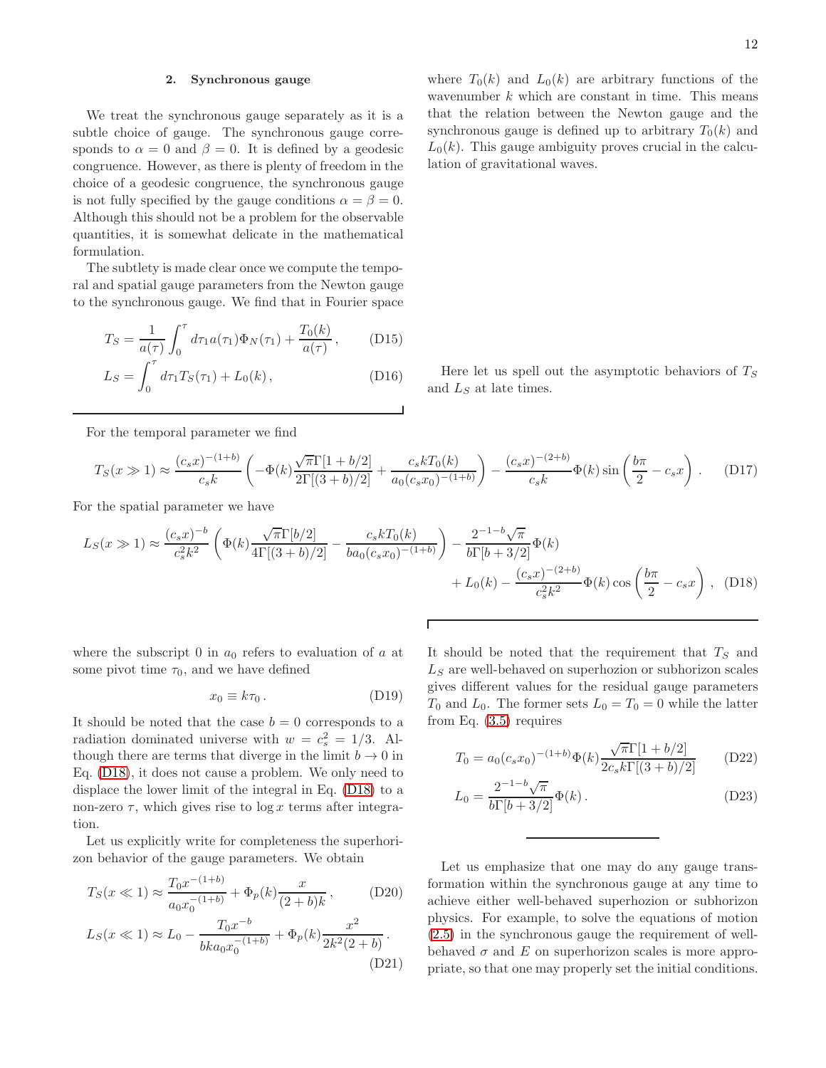### 2. Synchronous gauge

We treat the synchronous gauge separately as it is a subtle choice of gauge. The synchronous gauge corresponds to $\alpha = 0$ and $\beta = 0$. It is defined by a geodesic congruence. However, as there is plenty of freedom in the choice of a geodesic congruence, the synchronous gauge is not fully specified by the gauge conditions $\alpha = \beta = 0$. Although this should not be a problem for the observable quantities, it is somewhat delicate in the mathematical formulation.

The subtlety is made clear once we compute the temporal and spatial gauge parameters from the Newton gauge to the synchronous gauge. We find that in Fourier space

$$T_S = \frac{1}{a(\tau)} \int_0^\tau d\tau_1 a(\tau_1) \Phi_N(\tau_1) + \frac{T_0(k)}{a(\tau)}, \tag{D15}$$

$$L_S = \int_0^\tau d\tau_1 T_S(\tau_1) + L_0(k), \tag{D16}$$

where $T_0(k)$ and $L_0(k)$ are arbitrary functions of the wavenumber $k$ which are constant in time. This means that the relation between the Newton gauge and the synchronous gauge is defined up to arbitrary $T_0(k)$ and $L_0(k)$. This gauge ambiguity proves crucial in the calculation of gravitational waves.

Here let us spell out the asymptotic behaviors of $T_S$ and $L_S$ at late times.

For the temporal parameter we find

$$T_S(x \gg 1) \approx \frac{(c_s x)^{-(1+b)}}{c_s k} \left( -\Phi(k) \frac{\sqrt{\pi}\Gamma[1+b/2]}{2\Gamma[(3+b)/2]} + \frac{c_s k T_0(k)}{a_0 (c_s x_0)^{-(1+b)}} \right) - \frac{(c_s x)^{-(2+b)}}{c_s k} \Phi(k) \sin\left( \frac{b\pi}{2} - c_s x \right). \tag{D17}$$

For the spatial parameter we have

$$L_S(x \gg 1) \approx \frac{(c_s x)^{-b}}{c_s^2 k^2} \left( \Phi(k) \frac{\sqrt{\pi}\Gamma[b/2]}{4\Gamma[(3+b)/2]} - \frac{c_s k T_0(k)}{b a_0 (c_s x_0)^{-(1+b)}} \right) - \frac{2^{-1-b}\sqrt{\pi}}{b\Gamma[b+3/2]} \Phi(k) + L_0(k) - \frac{(c_s x)^{-(2+b)}}{c_s^2 k^2} \Phi(k) \cos\left( \frac{b\pi}{2} - c_s x \right), \tag{D18}$$

where the subscript 0 in $a_0$ refers to evaluation of $a$ at some pivot time $\tau_0$, and we have defined

$$x_0 \equiv k\tau_0 . \tag{D19}$$

It should be noted that the case $b = 0$ corresponds to a radiation dominated universe with $w = c_s^2 = 1/3$. Although there are terms that diverge in the limit $b \to 0$ in Eq. (D18), it does not cause a problem. We only need to displace the lower limit of the integral in Eq. (D18) to a non-zero $\tau$, which gives rise to $\log x$ terms after integration.

Let us explicitly write for completeness the superhorizon behavior of the gauge parameters. We obtain

$$T_S(x \ll 1) \approx \frac{T_0 x^{-(1+b)}}{a_0 x_0^{-(1+b)}} + \Phi_p(k) \frac{x}{(2+b)k}, \tag{D20}$$

$$L_S(x \ll 1) \approx L_0 - \frac{T_0 x^{-b}}{bka_0 x_0^{-(1+b)}} + \Phi_p(k) \frac{x^2}{2k^2(2+b)}. \tag{D21}$$

It should be noted that the requirement that $T_S$ and $L_S$ are well-behaved on superhozion or subhorizon scales gives different values for the residual gauge parameters $T_0$ and $L_0$. The former sets $L_0 = T_0 = 0$ while the latter from Eq. (3.5) requires

$$T_0 = a_0 (c_s x_0)^{-(1+b)} \Phi(k) \frac{\sqrt{\pi}\Gamma[1+b/2]}{2 c_s k \Gamma[(3+b)/2]} \tag{D22}$$

$$L_0 = \frac{2^{-1-b}\sqrt{\pi}}{b\Gamma[b+3/2]} \Phi(k). \tag{D23}$$

Let us emphasize that one may do any gauge transformation within the synchronous gauge at any time to achieve either well-behaved superhozion or subhorizon physics. For example, to solve the equations of motion (2.5) in the synchronous gauge the requirement of well-behaved $\sigma$ and $E$ on superhorizon scales is more appropriate, so that one may properly set the initial conditions.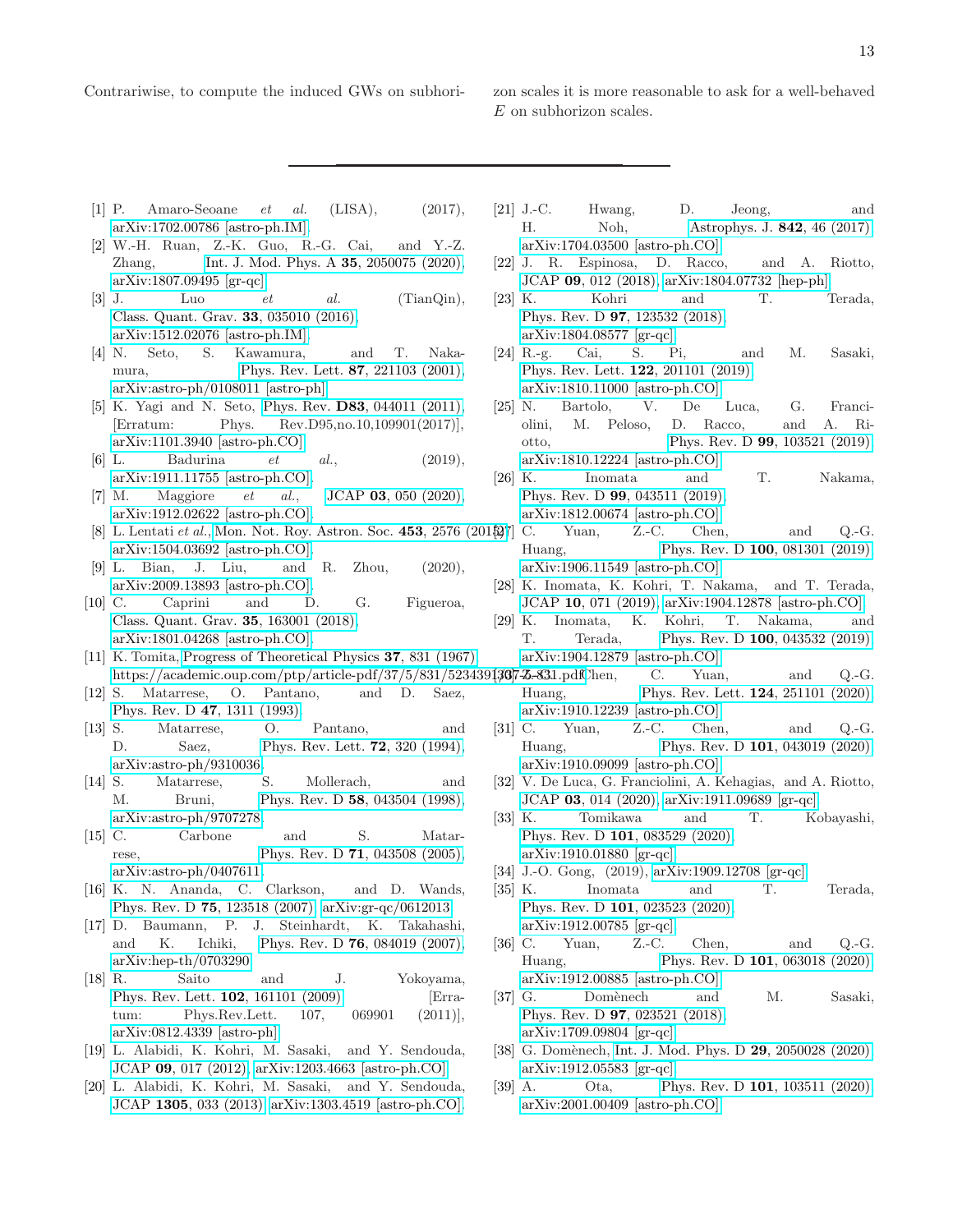Contrariwise, to compute the induced GWs on subhorizon scales it is more reasonable to ask for a well-behaved $E$ on subhorizon scales.

---

[1] P. Amaro-Seoane *et al.* (LISA), (2017), arXiv:1702.00786 [astro-ph.IM].

[2] W.-H. Ruan, Z.-K. Guo, R.-G. Cai, and Y.-Z. Zhang, Int. J. Mod. Phys. A **35**, 2050075 (2020), arXiv:1807.09495 [gr-qc].

[3] J. Luo *et al.* (TianQin), Class. Quant. Grav. **33**, 035010 (2016), arXiv:1512.02076 [astro-ph.IM].

[4] N. Seto, S. Kawamura, and T. Nakamura, Phys. Rev. Lett. **87**, 221103 (2001), arXiv:astro-ph/0108011 [astro-ph].

[5] K. Yagi and N. Seto, Phys. Rev. **D83**, 044011 (2011), [Erratum: Phys. Rev.D95,no.10,109901(2017)], arXiv:1101.3940 [astro-ph.CO].

[6] L. Badurina *et al.*, (2019), arXiv:1911.11755 [astro-ph.CO].

[7] M. Maggiore *et al.*, JCAP **03**, 050 (2020), arXiv:1912.02622 [astro-ph.CO].

[8] L. Lentati *et al.*, Mon. Not. Roy. Astron. Soc. **453**, 2576 (2015), arXiv:1504.03692 [astro-ph.CO].

[9] L. Bian, J. Liu, and R. Zhou, (2020), arXiv:2009.13893 [astro-ph.CO].

[10] C. Caprini and D. G. Figueroa, Class. Quant. Grav. **35**, 163001 (2018), arXiv:1801.04268 [astro-ph.CO].

[11] K. Tomita, Progress of Theoretical Physics **37**, 831 (1967), https://academic.oup.com/ptp/article-pdf/37/5/831/5234391/37-5-831.pdf.

[12] S. Matarrese, O. Pantano, and D. Saez, Phys. Rev. D **47**, 1311 (1993).

[13] S. Matarrese, O. Pantano, and D. Saez, Phys. Rev. Lett. **72**, 320 (1994), arXiv:astro-ph/9310036.

[14] S. Matarrese, S. Mollerach, and M. Bruni, Phys. Rev. D **58**, 043504 (1998), arXiv:astro-ph/9707278.

[15] C. Carbone and S. Matarrese, Phys. Rev. D **71**, 043508 (2005), arXiv:astro-ph/0407611.

[16] K. N. Ananda, C. Clarkson, and D. Wands, Phys. Rev. D **75**, 123518 (2007), arXiv:gr-qc/0612013.

[17] D. Baumann, P. J. Steinhardt, K. Takahashi, and K. Ichiki, Phys. Rev. D **76**, 084019 (2007), arXiv:hep-th/0703290.

[18] R. Saito and J. Yokoyama, Phys. Rev. Lett. **102**, 161101 (2009), [Erratum: Phys.Rev.Lett. 107, 069901 (2011)], arXiv:0812.4339 [astro-ph].

[19] L. Alabidi, K. Kohri, M. Sasaki, and Y. Sendouda, JCAP **09**, 017 (2012), arXiv:1203.4663 [astro-ph.CO].

[20] L. Alabidi, K. Kohri, M. Sasaki, and Y. Sendouda, JCAP **1305**, 033 (2013), arXiv:1303.4519 [astro-ph.CO].

[21] J.-C. Hwang, D. Jeong, and H. Noh, Astrophys. J. **842**, 46 (2017), arXiv:1704.03500 [astro-ph.CO].

[22] J. R. Espinosa, D. Racco, and A. Riotto, JCAP **09**, 012 (2018), arXiv:1804.07732 [hep-ph].

[23] K. Kohri and T. Terada, Phys. Rev. D **97**, 123532 (2018), arXiv:1804.08577 [gr-qc].

[24] R.-g. Cai, S. Pi, and M. Sasaki, Phys. Rev. Lett. **122**, 201101 (2019), arXiv:1810.11000 [astro-ph.CO].

[25] N. Bartolo, V. De Luca, G. Franciolini, M. Peloso, D. Racco, and A. Riotto, Phys. Rev. D **99**, 103521 (2019), arXiv:1810.12224 [astro-ph.CO].

[26] K. Inomata and T. Nakama, Phys. Rev. D **99**, 043511 (2019), arXiv:1812.00674 [astro-ph.CO].

[27] C. Yuan, Z.-C. Chen, and Q.-G. Huang, Phys. Rev. D **100**, 081301 (2019), arXiv:1906.11549 [astro-ph.CO].

[28] K. Inomata, K. Kohri, T. Nakama, and T. Terada, JCAP **10**, 071 (2019), arXiv:1904.12878 [astro-ph.CO].

[29] K. Inomata, K. Kohri, T. Nakama, and T. Terada, Phys. Rev. D **100**, 043532 (2019), arXiv:1904.12879 [astro-ph.CO].

[30] Z.-C. Chen, C. Yuan, and Q.-G. Huang, Phys. Rev. Lett. **124**, 251101 (2020), arXiv:1910.12239 [astro-ph.CO].

[31] C. Yuan, Z.-C. Chen, and Q.-G. Huang, Phys. Rev. D **101**, 043019 (2020), arXiv:1910.09099 [astro-ph.CO].

[32] V. De Luca, G. Franciolini, A. Kehagias, and A. Riotto, JCAP **03**, 014 (2020), arXiv:1911.09689 [gr-qc].

[33] K. Tomikawa and T. Kobayashi, Phys. Rev. D **101**, 083529 (2020), arXiv:1910.01880 [gr-qc].

[34] J.-O. Gong, (2019), arXiv:1909.12708 [gr-qc].

[35] K. Inomata and T. Terada, Phys. Rev. D **101**, 023523 (2020), arXiv:1912.00785 [gr-qc].

[36] C. Yuan, Z.-C. Chen, and Q.-G. Huang, Phys. Rev. D **101**, 063018 (2020), arXiv:1912.00885 [astro-ph.CO].

[37] G. Domènech and M. Sasaki, Phys. Rev. D **97**, 023521 (2018), arXiv:1709.09804 [gr-qc].

[38] G. Domènech, Int. J. Mod. Phys. D **29**, 2050028 (2020), arXiv:1912.05583 [gr-qc].

[39] A. Ota, Phys. Rev. D **101**, 103511 (2020), arXiv:2001.00409 [astro-ph.CO].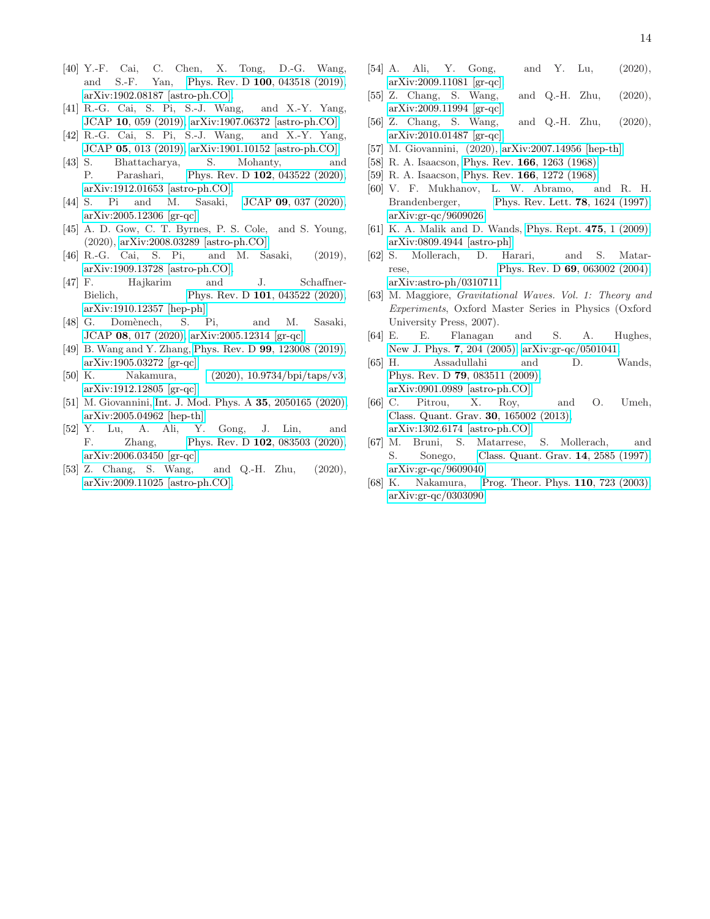[40] Y.-F. Cai, C. Chen, X. Tong, D.-G. Wang, and S.-F. Yan, Phys. Rev. D **100**, 043518 (2019), arXiv:1902.08187 [astro-ph.CO].

[41] R.-G. Cai, S. Pi, S.-J. Wang, and X.-Y. Yang, JCAP **10**, 059 (2019), arXiv:1907.06372 [astro-ph.CO].

[42] R.-G. Cai, S. Pi, S.-J. Wang, and X.-Y. Yang, JCAP **05**, 013 (2019), arXiv:1901.10152 [astro-ph.CO].

[43] S. Bhattacharya, S. Mohanty, and P. Parashari, Phys. Rev. D **102**, 043522 (2020), arXiv:1912.01653 [astro-ph.CO].

[44] S. Pi and M. Sasaki, JCAP **09**, 037 (2020), arXiv:2005.12306 [gr-qc].

[45] A. D. Gow, C. T. Byrnes, P. S. Cole, and S. Young, (2020), arXiv:2008.03289 [astro-ph.CO].

[46] R.-G. Cai, S. Pi, and M. Sasaki, (2019), arXiv:1909.13728 [astro-ph.CO].

[47] F. Hajkarim and J. Schaffner-Bielich, Phys. Rev. D **101**, 043522 (2020), arXiv:1910.12357 [hep-ph].

[48] G. Domènech, S. Pi, and M. Sasaki, JCAP **08**, 017 (2020), arXiv:2005.12314 [gr-qc].

[49] B. Wang and Y. Zhang, Phys. Rev. D **99**, 123008 (2019), arXiv:1905.03272 [gr-qc].

[50] K. Nakamura, (2020), 10.9734/bpi/taps/v3, arXiv:1912.12805 [gr-qc].

[51] M. Giovannini, Int. J. Mod. Phys. A **35**, 2050165 (2020), arXiv:2005.04962 [hep-th].

[52] Y. Lu, A. Ali, Y. Gong, J. Lin, and F. Zhang, Phys. Rev. D **102**, 083503 (2020), arXiv:2006.03450 [gr-qc].

[53] Z. Chang, S. Wang, and Q.-H. Zhu, (2020), arXiv:2009.11025 [astro-ph.CO].

[54] A. Ali, Y. Gong, and Y. Lu, (2020), arXiv:2009.11081 [gr-qc].

[55] Z. Chang, S. Wang, and Q.-H. Zhu, (2020), arXiv:2009.11994 [gr-qc].

[56] Z. Chang, S. Wang, and Q.-H. Zhu, (2020), arXiv:2010.01487 [gr-qc].

[57] M. Giovannini, (2020), arXiv:2007.14956 [hep-th].

[58] R. A. Isaacson, Phys. Rev. **166**, 1263 (1968).

[59] R. A. Isaacson, Phys. Rev. **166**, 1272 (1968).

[60] V. F. Mukhanov, L. W. Abramo, and R. H. Brandenberger, Phys. Rev. Lett. **78**, 1624 (1997), arXiv:gr-qc/9609026.

[61] K. A. Malik and D. Wands, Phys. Rept. **475**, 1 (2009), arXiv:0809.4944 [astro-ph].

[62] S. Mollerach, D. Harari, and S. Matarrese, Phys. Rev. D **69**, 063002 (2004), arXiv:astro-ph/0310711.

[63] M. Maggiore, *Gravitational Waves. Vol. 1: Theory and Experiments*, Oxford Master Series in Physics (Oxford University Press, 2007).

[64] E. E. Flanagan and S. A. Hughes, New J. Phys. **7**, 204 (2005), arXiv:gr-qc/0501041.

[65] H. Assadullahi and D. Wands, Phys. Rev. D **79**, 083511 (2009), arXiv:0901.0989 [astro-ph.CO].

[66] C. Pitrou, X. Roy, and O. Umeh, Class. Quant. Grav. **30**, 165002 (2013), arXiv:1302.6174 [astro-ph.CO].

[67] M. Bruni, S. Matarrese, S. Mollerach, and S. Sonego, Class. Quant. Grav. **14**, 2585 (1997), arXiv:gr-qc/9609040.

[68] K. Nakamura, Prog. Theor. Phys. **110**, 723 (2003), arXiv:gr-qc/0303090.